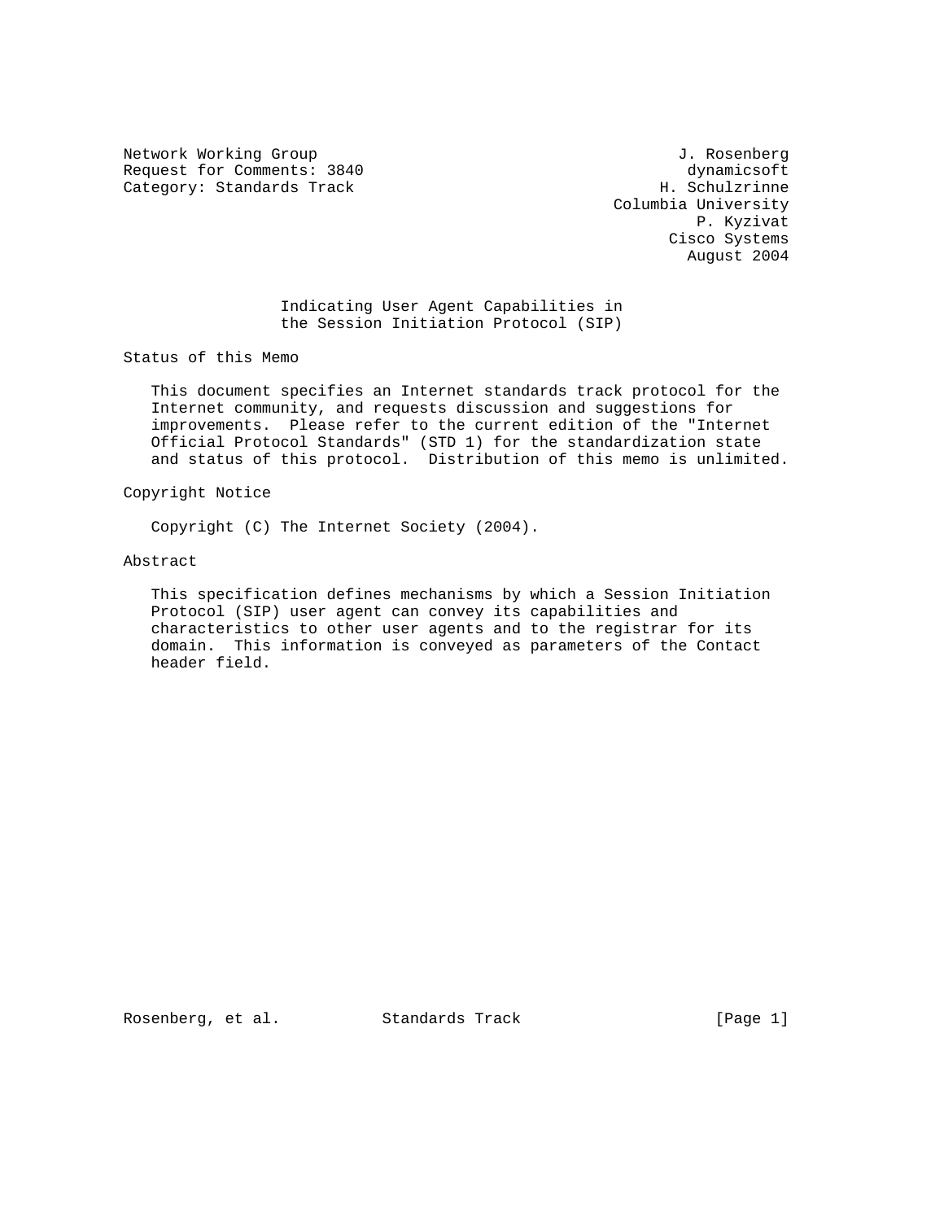Network Working Group J. Rosenberg
Request for Comments: 3840 dynamicsoft
Category: Standards Track H. Schulzrinne
Columbia University
P. Kyzivat
Cisco Systems
August 2004

# Indicating User Agent Capabilities in the Session Initiation Protocol (SIP)

## Status of this Memo

This document specifies an Internet standards track protocol for the Internet community, and requests discussion and suggestions for improvements. Please refer to the current edition of the "Internet Official Protocol Standards" (STD 1) for the standardization state and status of this protocol. Distribution of this memo is unlimited.

## Copyright Notice

Copyright (C) The Internet Society (2004).

## Abstract

This specification defines mechanisms by which a Session Initiation Protocol (SIP) user agent can convey its capabilities and characteristics to other user agents and to the registrar for its domain. This information is conveyed as parameters of the Contact header field.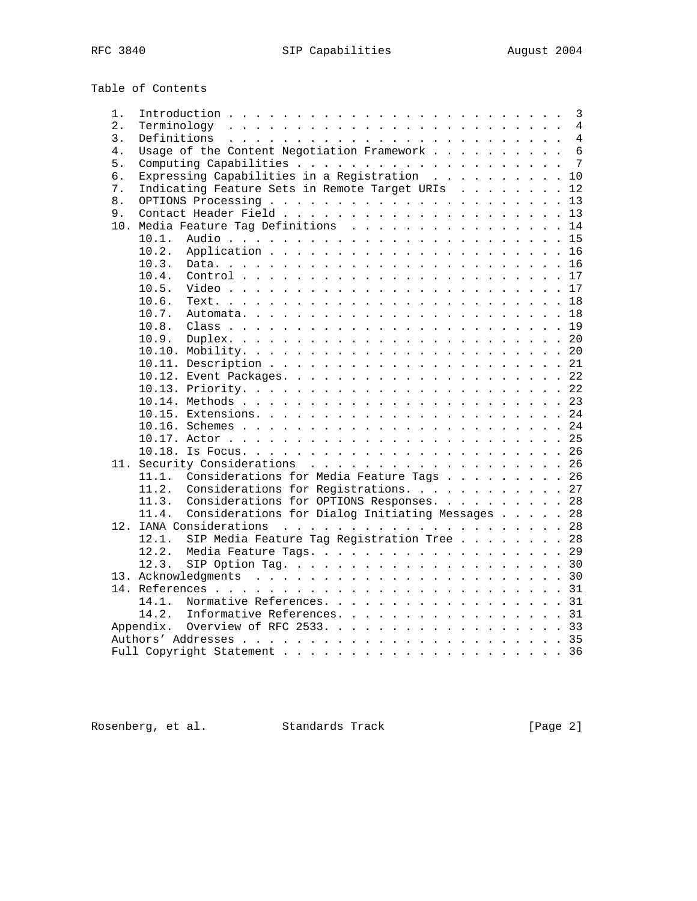Table of Contents

```
   1.  Introduction . . . . . . . . . . . . . . . . . . . . . . . . .  3
   2.  Terminology  . . . . . . . . . . . . . . . . . . . . . . . . .  4
   3.  Definitions  . . . . . . . . . . . . . . . . . . . . . . . . .  4
   4.  Usage of the Content Negotiation Framework . . . . . . . . . .  6
   5.  Computing Capabilities . . . . . . . . . . . . . . . . . . . .  7
   6.  Expressing Capabilities in a Registration  . . . . . . . . . . 10
   7.  Indicating Feature Sets in Remote Target URIs  . . . . . . . . 12
   8.  OPTIONS Processing . . . . . . . . . . . . . . . . . . . . . . 13
   9.  Contact Header Field . . . . . . . . . . . . . . . . . . . . . 13
   10. Media Feature Tag Definitions  . . . . . . . . . . . . . . . . 14
       10.1.  Audio . . . . . . . . . . . . . . . . . . . . . . . . . 15
       10.2.  Application . . . . . . . . . . . . . . . . . . . . . . 16
       10.3.  Data. . . . . . . . . . . . . . . . . . . . . . . . . . 16
       10.4.  Control . . . . . . . . . . . . . . . . . . . . . . . . 17
       10.5.  Video . . . . . . . . . . . . . . . . . . . . . . . . . 17
       10.6.  Text. . . . . . . . . . . . . . . . . . . . . . . . . . 18
       10.7.  Automata. . . . . . . . . . . . . . . . . . . . . . . . 18
       10.8.  Class . . . . . . . . . . . . . . . . . . . . . . . . . 19
       10.9.  Duplex. . . . . . . . . . . . . . . . . . . . . . . . . 20
       10.10. Mobility. . . . . . . . . . . . . . . . . . . . . . . . 20
       10.11. Description . . . . . . . . . . . . . . . . . . . . . . 21
       10.12. Event Packages. . . . . . . . . . . . . . . . . . . . . 22
       10.13. Priority. . . . . . . . . . . . . . . . . . . . . . . . 22
       10.14. Methods . . . . . . . . . . . . . . . . . . . . . . . . 23
       10.15. Extensions. . . . . . . . . . . . . . . . . . . . . . . 24
       10.16. Schemes . . . . . . . . . . . . . . . . . . . . . . . . 24
       10.17. Actor . . . . . . . . . . . . . . . . . . . . . . . . . 25
       10.18. Is Focus. . . . . . . . . . . . . . . . . . . . . . . . 26
   11. Security Considerations  . . . . . . . . . . . . . . . . . . . 26
       11.1.  Considerations for Media Feature Tags . . . . . . . . . 26
       11.2.  Considerations for Registrations. . . . . . . . . . . . 27
       11.3.  Considerations for OPTIONS Responses. . . . . . . . . . 28
       11.4.  Considerations for Dialog Initiating Messages . . . . . 28
   12. IANA Considerations  . . . . . . . . . . . . . . . . . . . . . 28
       12.1.  SIP Media Feature Tag Registration Tree . . . . . . . . 28
       12.2.  Media Feature Tags. . . . . . . . . . . . . . . . . . . 29
       12.3.  SIP Option Tag. . . . . . . . . . . . . . . . . . . . . 30
   13. Acknowledgments  . . . . . . . . . . . . . . . . . . . . . . . 30
   14. References . . . . . . . . . . . . . . . . . . . . . . . . . . 31
       14.1.  Normative References. . . . . . . . . . . . . . . . . . 31
       14.2.  Informative References. . . . . . . . . . . . . . . . . 31
   Appendix.  Overview of RFC 2533. . . . . . . . . . . . . . . . . . 33
   Authors' Addresses . . . . . . . . . . . . . . . . . . . . . . . . 35
   Full Copyright Statement . . . . . . . . . . . . . . . . . . . . . 36
```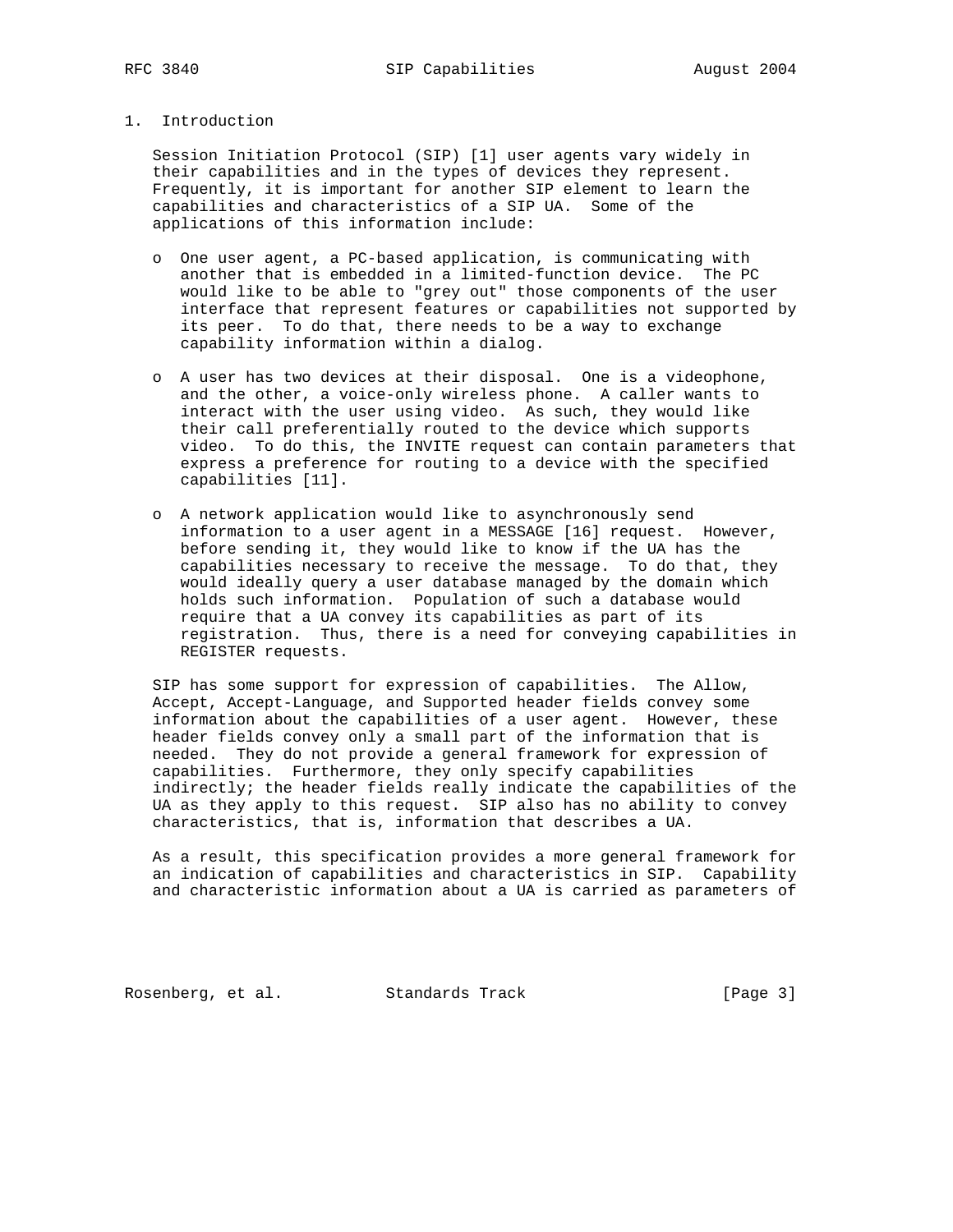## 1. Introduction

Session Initiation Protocol (SIP) [1] user agents vary widely in their capabilities and in the types of devices they represent. Frequently, it is important for another SIP element to learn the capabilities and characteristics of a SIP UA. Some of the applications of this information include:

- One user agent, a PC-based application, is communicating with another that is embedded in a limited-function device. The PC would like to be able to "grey out" those components of the user interface that represent features or capabilities not supported by its peer. To do that, there needs to be a way to exchange capability information within a dialog.

- A user has two devices at their disposal. One is a videophone, and the other, a voice-only wireless phone. A caller wants to interact with the user using video. As such, they would like their call preferentially routed to the device which supports video. To do this, the INVITE request can contain parameters that express a preference for routing to a device with the specified capabilities [11].

- A network application would like to asynchronously send information to a user agent in a MESSAGE [16] request. However, before sending it, they would like to know if the UA has the capabilities necessary to receive the message. To do that, they would ideally query a user database managed by the domain which holds such information. Population of such a database would require that a UA convey its capabilities as part of its registration. Thus, there is a need for conveying capabilities in REGISTER requests.

SIP has some support for expression of capabilities. The Allow, Accept, Accept-Language, and Supported header fields convey some information about the capabilities of a user agent. However, these header fields convey only a small part of the information that is needed. They do not provide a general framework for expression of capabilities. Furthermore, they only specify capabilities indirectly; the header fields really indicate the capabilities of the UA as they apply to this request. SIP also has no ability to convey characteristics, that is, information that describes a UA.

As a result, this specification provides a more general framework for an indication of capabilities and characteristics in SIP. Capability and characteristic information about a UA is carried as parameters of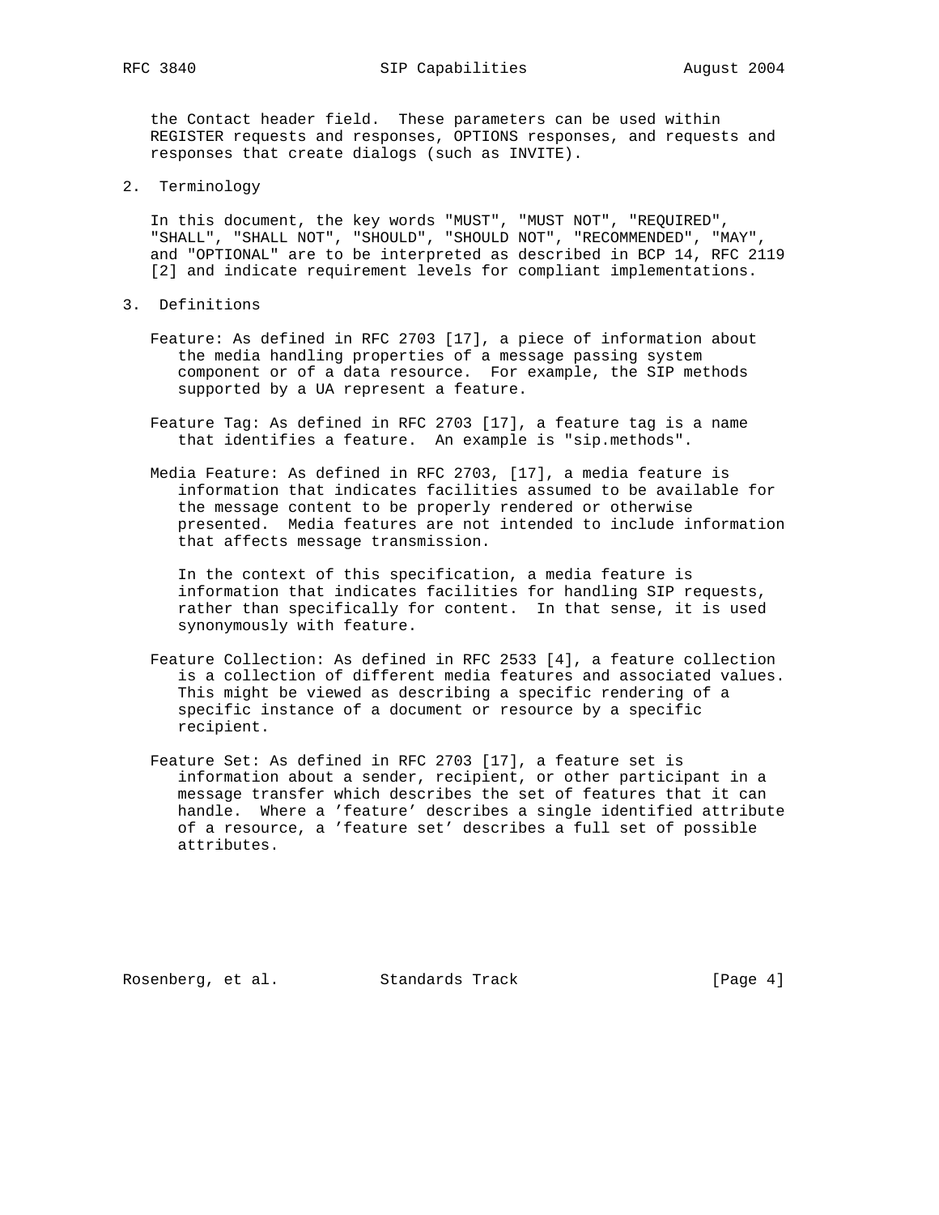the Contact header field. These parameters can be used within REGISTER requests and responses, OPTIONS responses, and requests and responses that create dialogs (such as INVITE).

## 2. Terminology

In this document, the key words "MUST", "MUST NOT", "REQUIRED", "SHALL", "SHALL NOT", "SHOULD", "SHOULD NOT", "RECOMMENDED", "MAY", and "OPTIONAL" are to be interpreted as described in BCP 14, RFC 2119 [2] and indicate requirement levels for compliant implementations.

## 3. Definitions

Feature: As defined in RFC 2703 [17], a piece of information about the media handling properties of a message passing system component or of a data resource. For example, the SIP methods supported by a UA represent a feature.

Feature Tag: As defined in RFC 2703 [17], a feature tag is a name that identifies a feature. An example is "sip.methods".

Media Feature: As defined in RFC 2703, [17], a media feature is information that indicates facilities assumed to be available for the message content to be properly rendered or otherwise presented. Media features are not intended to include information that affects message transmission.

In the context of this specification, a media feature is information that indicates facilities for handling SIP requests, rather than specifically for content. In that sense, it is used synonymously with feature.

Feature Collection: As defined in RFC 2533 [4], a feature collection is a collection of different media features and associated values. This might be viewed as describing a specific rendering of a specific instance of a document or resource by a specific recipient.

Feature Set: As defined in RFC 2703 [17], a feature set is information about a sender, recipient, or other participant in a message transfer which describes the set of features that it can handle. Where a 'feature' describes a single identified attribute of a resource, a 'feature set' describes a full set of possible attributes.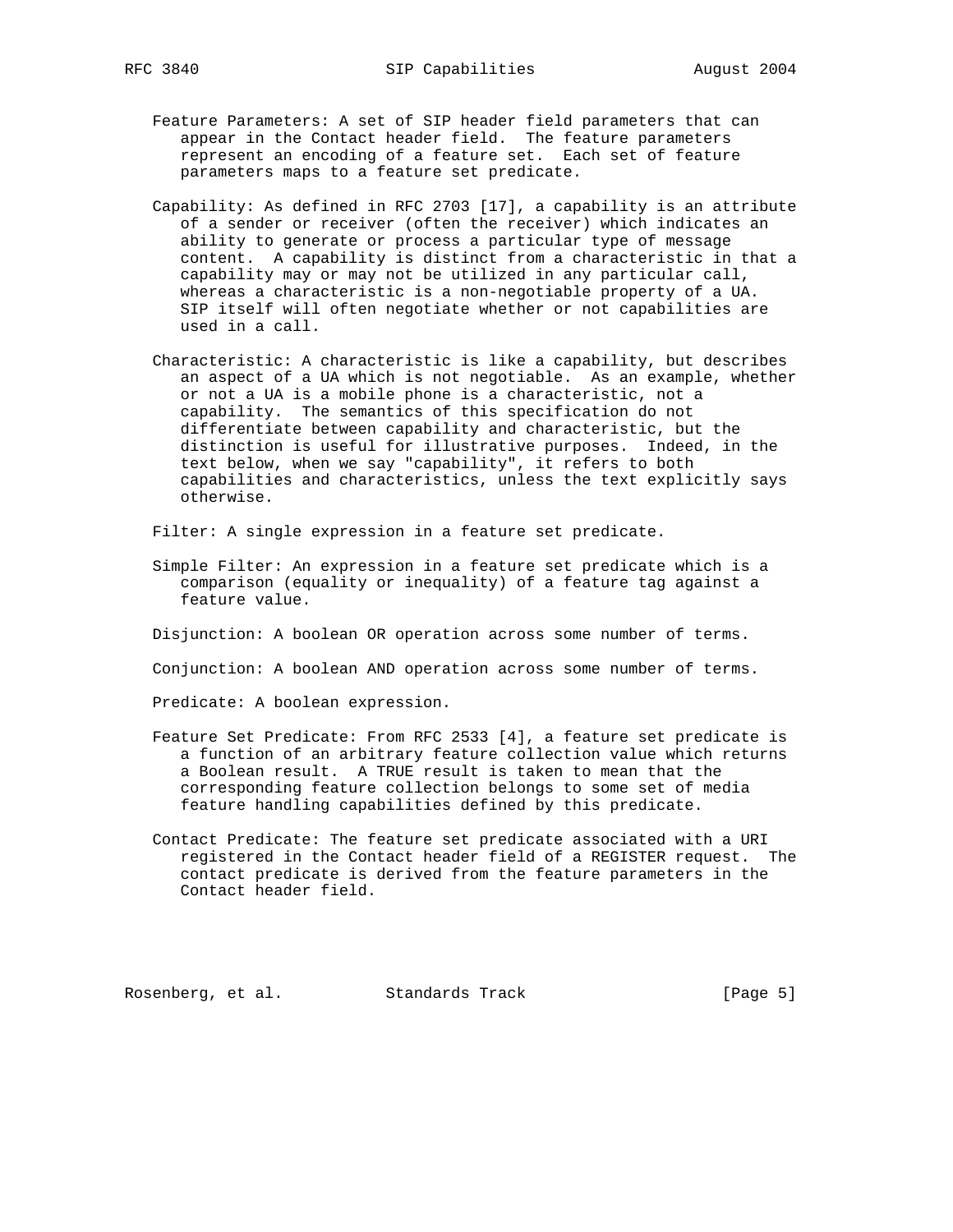Feature Parameters: A set of SIP header field parameters that can appear in the Contact header field. The feature parameters represent an encoding of a feature set. Each set of feature parameters maps to a feature set predicate.

Capability: As defined in RFC 2703 [17], a capability is an attribute of a sender or receiver (often the receiver) which indicates an ability to generate or process a particular type of message content. A capability is distinct from a characteristic in that a capability may or may not be utilized in any particular call, whereas a characteristic is a non-negotiable property of a UA. SIP itself will often negotiate whether or not capabilities are used in a call.

Characteristic: A characteristic is like a capability, but describes an aspect of a UA which is not negotiable. As an example, whether or not a UA is a mobile phone is a characteristic, not a capability. The semantics of this specification do not differentiate between capability and characteristic, but the distinction is useful for illustrative purposes. Indeed, in the text below, when we say "capability", it refers to both capabilities and characteristics, unless the text explicitly says otherwise.

Filter: A single expression in a feature set predicate.

Simple Filter: An expression in a feature set predicate which is a comparison (equality or inequality) of a feature tag against a feature value.

Disjunction: A boolean OR operation across some number of terms.

Conjunction: A boolean AND operation across some number of terms.

Predicate: A boolean expression.

Feature Set Predicate: From RFC 2533 [4], a feature set predicate is a function of an arbitrary feature collection value which returns a Boolean result. A TRUE result is taken to mean that the corresponding feature collection belongs to some set of media feature handling capabilities defined by this predicate.

Contact Predicate: The feature set predicate associated with a URI registered in the Contact header field of a REGISTER request. The contact predicate is derived from the feature parameters in the Contact header field.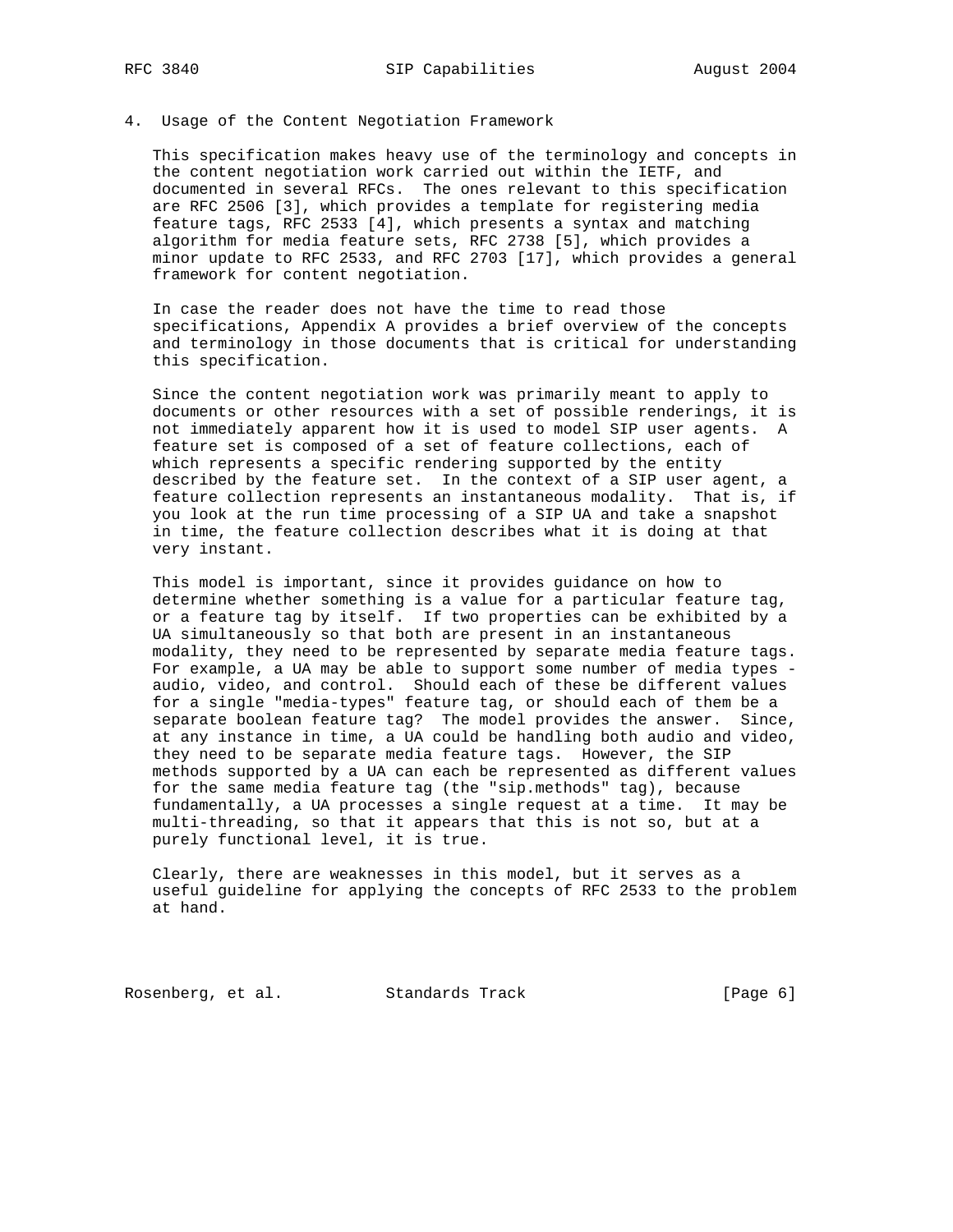## 4. Usage of the Content Negotiation Framework

This specification makes heavy use of the terminology and concepts in the content negotiation work carried out within the IETF, and documented in several RFCs. The ones relevant to this specification are RFC 2506 [3], which provides a template for registering media feature tags, RFC 2533 [4], which presents a syntax and matching algorithm for media feature sets, RFC 2738 [5], which provides a minor update to RFC 2533, and RFC 2703 [17], which provides a general framework for content negotiation.

In case the reader does not have the time to read those specifications, Appendix A provides a brief overview of the concepts and terminology in those documents that is critical for understanding this specification.

Since the content negotiation work was primarily meant to apply to documents or other resources with a set of possible renderings, it is not immediately apparent how it is used to model SIP user agents. A feature set is composed of a set of feature collections, each of which represents a specific rendering supported by the entity described by the feature set. In the context of a SIP user agent, a feature collection represents an instantaneous modality. That is, if you look at the run time processing of a SIP UA and take a snapshot in time, the feature collection describes what it is doing at that very instant.

This model is important, since it provides guidance on how to determine whether something is a value for a particular feature tag, or a feature tag by itself. If two properties can be exhibited by a UA simultaneously so that both are present in an instantaneous modality, they need to be represented by separate media feature tags. For example, a UA may be able to support some number of media types - audio, video, and control. Should each of these be different values for a single "media-types" feature tag, or should each of them be a separate boolean feature tag? The model provides the answer. Since, at any instance in time, a UA could be handling both audio and video, they need to be separate media feature tags. However, the SIP methods supported by a UA can each be represented as different values for the same media feature tag (the "sip.methods" tag), because fundamentally, a UA processes a single request at a time. It may be multi-threading, so that it appears that this is not so, but at a purely functional level, it is true.

Clearly, there are weaknesses in this model, but it serves as a useful guideline for applying the concepts of RFC 2533 to the problem at hand.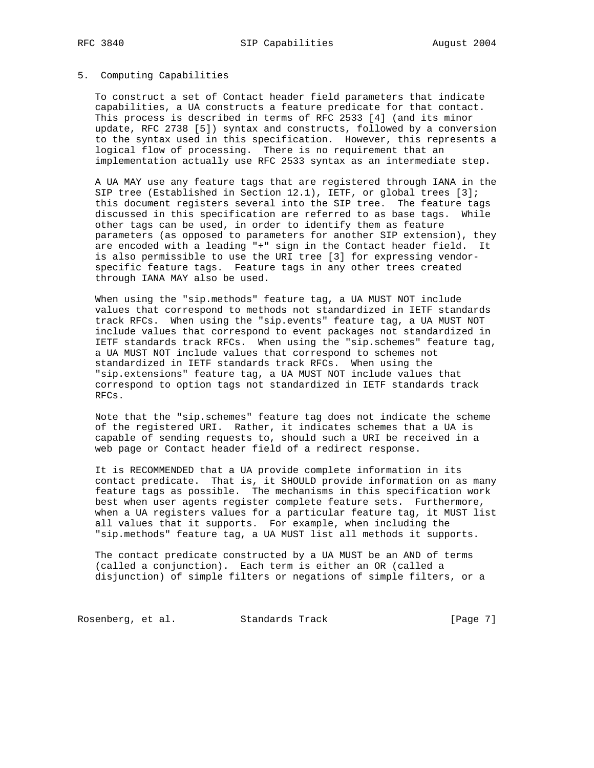## 5. Computing Capabilities

To construct a set of Contact header field parameters that indicate capabilities, a UA constructs a feature predicate for that contact. This process is described in terms of RFC 2533 [4] (and its minor update, RFC 2738 [5]) syntax and constructs, followed by a conversion to the syntax used in this specification. However, this represents a logical flow of processing. There is no requirement that an implementation actually use RFC 2533 syntax as an intermediate step.

A UA MAY use any feature tags that are registered through IANA in the SIP tree (Established in Section 12.1), IETF, or global trees [3]; this document registers several into the SIP tree. The feature tags discussed in this specification are referred to as base tags. While other tags can be used, in order to identify them as feature parameters (as opposed to parameters for another SIP extension), they are encoded with a leading "+" sign in the Contact header field. It is also permissible to use the URI tree [3] for expressing vendor-specific feature tags. Feature tags in any other trees created through IANA MAY also be used.

When using the "sip.methods" feature tag, a UA MUST NOT include values that correspond to methods not standardized in IETF standards track RFCs. When using the "sip.events" feature tag, a UA MUST NOT include values that correspond to event packages not standardized in IETF standards track RFCs. When using the "sip.schemes" feature tag, a UA MUST NOT include values that correspond to schemes not standardized in IETF standards track RFCs. When using the "sip.extensions" feature tag, a UA MUST NOT include values that correspond to option tags not standardized in IETF standards track RFCs.

Note that the "sip.schemes" feature tag does not indicate the scheme of the registered URI. Rather, it indicates schemes that a UA is capable of sending requests to, should such a URI be received in a web page or Contact header field of a redirect response.

It is RECOMMENDED that a UA provide complete information in its contact predicate. That is, it SHOULD provide information on as many feature tags as possible. The mechanisms in this specification work best when user agents register complete feature sets. Furthermore, when a UA registers values for a particular feature tag, it MUST list all values that it supports. For example, when including the "sip.methods" feature tag, a UA MUST list all methods it supports.

The contact predicate constructed by a UA MUST be an AND of terms (called a conjunction). Each term is either an OR (called a disjunction) of simple filters or negations of simple filters, or a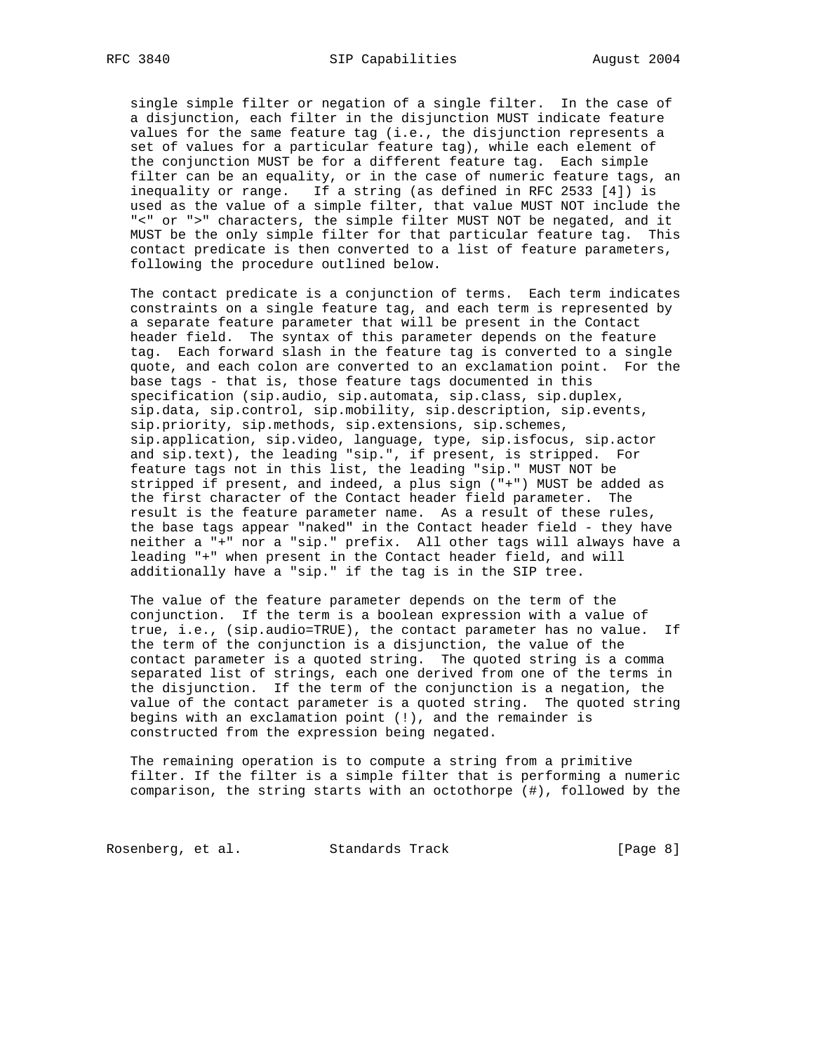single simple filter or negation of a single filter. In the case of a disjunction, each filter in the disjunction MUST indicate feature values for the same feature tag (i.e., the disjunction represents a set of values for a particular feature tag), while each element of the conjunction MUST be for a different feature tag. Each simple filter can be an equality, or in the case of numeric feature tags, an inequality or range. If a string (as defined in RFC 2533 [4]) is used as the value of a simple filter, that value MUST NOT include the "<" or ">" characters, the simple filter MUST NOT be negated, and it MUST be the only simple filter for that particular feature tag. This contact predicate is then converted to a list of feature parameters, following the procedure outlined below.

The contact predicate is a conjunction of terms. Each term indicates constraints on a single feature tag, and each term is represented by a separate feature parameter that will be present in the Contact header field. The syntax of this parameter depends on the feature tag. Each forward slash in the feature tag is converted to a single quote, and each colon are converted to an exclamation point. For the base tags - that is, those feature tags documented in this specification (sip.audio, sip.automata, sip.class, sip.duplex, sip.data, sip.control, sip.mobility, sip.description, sip.events, sip.priority, sip.methods, sip.extensions, sip.schemes, sip.application, sip.video, language, type, sip.isfocus, sip.actor and sip.text), the leading "sip.", if present, is stripped. For feature tags not in this list, the leading "sip." MUST NOT be stripped if present, and indeed, a plus sign ("+") MUST be added as the first character of the Contact header field parameter. The result is the feature parameter name. As a result of these rules, the base tags appear "naked" in the Contact header field - they have neither a "+" nor a "sip." prefix. All other tags will always have a leading "+" when present in the Contact header field, and will additionally have a "sip." if the tag is in the SIP tree.

The value of the feature parameter depends on the term of the conjunction. If the term is a boolean expression with a value of true, i.e., (sip.audio=TRUE), the contact parameter has no value. If the term of the conjunction is a disjunction, the value of the contact parameter is a quoted string. The quoted string is a comma separated list of strings, each one derived from one of the terms in the disjunction. If the term of the conjunction is a negation, the value of the contact parameter is a quoted string. The quoted string begins with an exclamation point (!), and the remainder is constructed from the expression being negated.

The remaining operation is to compute a string from a primitive filter. If the filter is a simple filter that is performing a numeric comparison, the string starts with an octothorpe (#), followed by the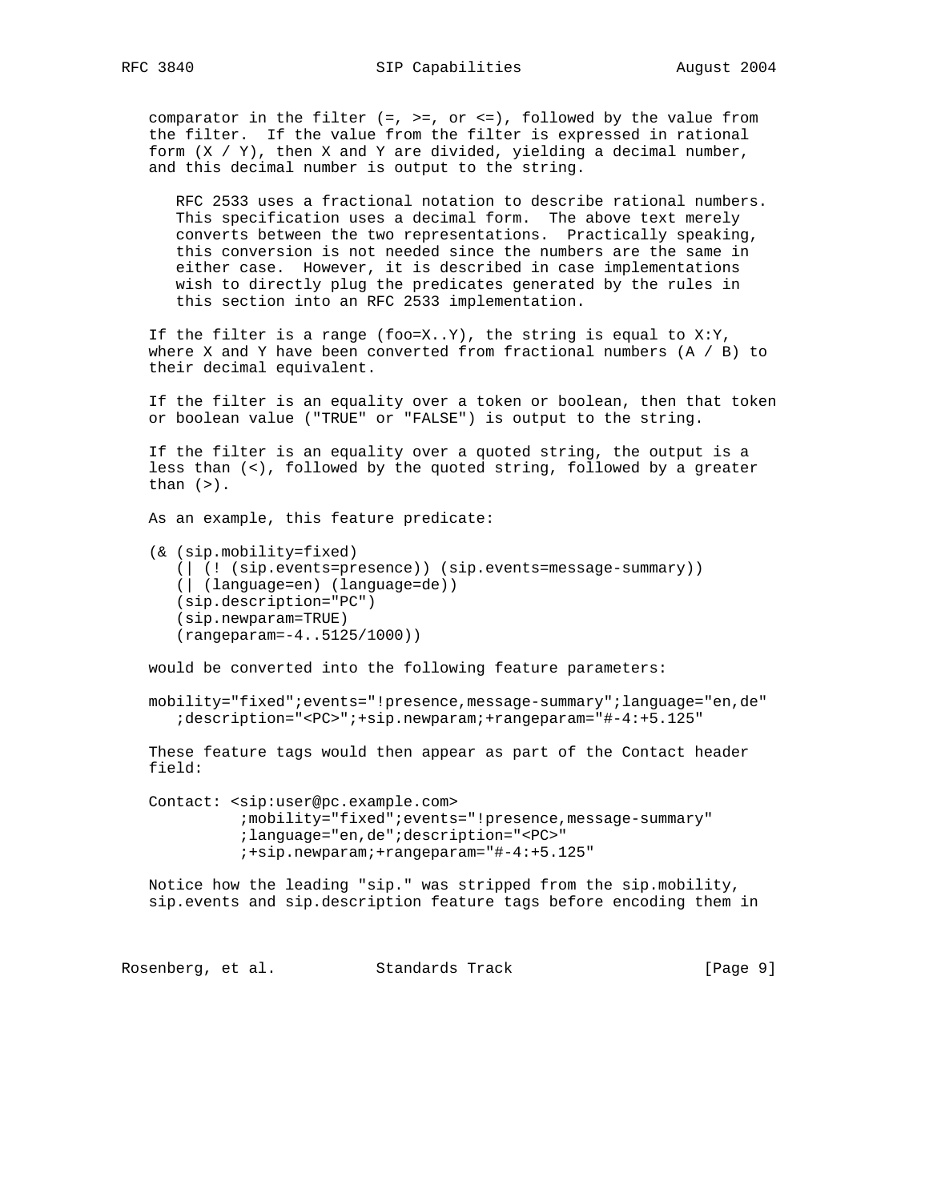comparator in the filter (=, >=, or <=), followed by the value from the filter. If the value from the filter is expressed in rational form (X / Y), then X and Y are divided, yielding a decimal number, and this decimal number is output to the string.

> RFC 2533 uses a fractional notation to describe rational numbers. This specification uses a decimal form. The above text merely converts between the two representations. Practically speaking, this conversion is not needed since the numbers are the same in either case. However, it is described in case implementations wish to directly plug the predicates generated by the rules in this section into an RFC 2533 implementation.

If the filter is a range (foo=X..Y), the string is equal to X:Y, where X and Y have been converted from fractional numbers (A / B) to their decimal equivalent.

If the filter is an equality over a token or boolean, then that token or boolean value ("TRUE" or "FALSE") is output to the string.

If the filter is an equality over a quoted string, the output is a less than (<), followed by the quoted string, followed by a greater than (>).

As an example, this feature predicate:

```
(& (sip.mobility=fixed)
   (| (! (sip.events=presence)) (sip.events=message-summary))
   (| (language=en) (language=de))
   (sip.description="PC")
   (sip.newparam=TRUE)
   (rangeparam=-4..5125/1000))
```

would be converted into the following feature parameters:

```
mobility="fixed";events="!presence,message-summary";language="en,de"
   ;description="<PC>";+sip.newparam;+rangeparam="#-4:+5.125"
```

These feature tags would then appear as part of the Contact header field:

```
Contact: <sip:user@pc.example.com>
          ;mobility="fixed";events="!presence,message-summary"
          ;language="en,de";description="<PC>"
          ;+sip.newparam;+rangeparam="#-4:+5.125"
```

Notice how the leading "sip." was stripped from the sip.mobility, sip.events and sip.description feature tags before encoding them in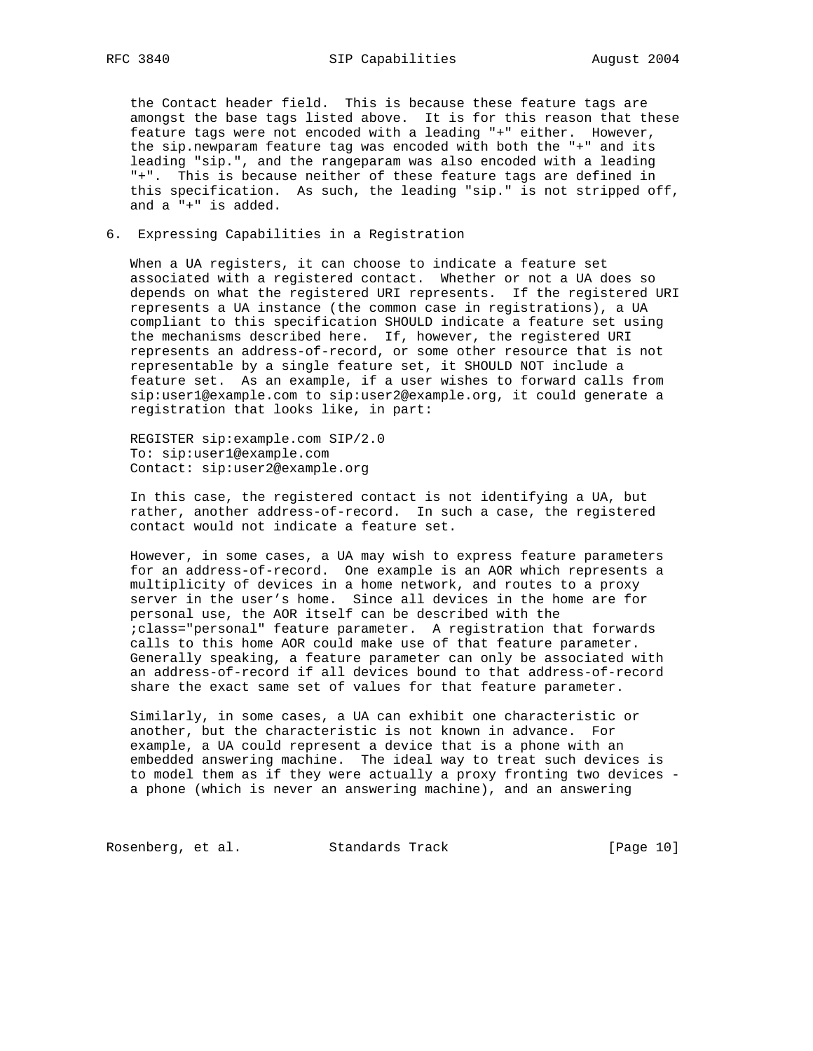the Contact header field. This is because these feature tags are amongst the base tags listed above. It is for this reason that these feature tags were not encoded with a leading "+" either. However, the sip.newparam feature tag was encoded with both the "+" and its leading "sip.", and the rangeparam was also encoded with a leading "+". This is because neither of these feature tags are defined in this specification. As such, the leading "sip." is not stripped off, and a "+" is added.

## 6. Expressing Capabilities in a Registration

When a UA registers, it can choose to indicate a feature set associated with a registered contact. Whether or not a UA does so depends on what the registered URI represents. If the registered URI represents a UA instance (the common case in registrations), a UA compliant to this specification SHOULD indicate a feature set using the mechanisms described here. If, however, the registered URI represents an address-of-record, or some other resource that is not representable by a single feature set, it SHOULD NOT include a feature set. As an example, if a user wishes to forward calls from sip:user1@example.com to sip:user2@example.org, it could generate a registration that looks like, in part:

```
REGISTER sip:example.com SIP/2.0
To: sip:user1@example.com
Contact: sip:user2@example.org
```

In this case, the registered contact is not identifying a UA, but rather, another address-of-record. In such a case, the registered contact would not indicate a feature set.

However, in some cases, a UA may wish to express feature parameters for an address-of-record. One example is an AOR which represents a multiplicity of devices in a home network, and routes to a proxy server in the user's home. Since all devices in the home are for personal use, the AOR itself can be described with the ;class="personal" feature parameter. A registration that forwards calls to this home AOR could make use of that feature parameter. Generally speaking, a feature parameter can only be associated with an address-of-record if all devices bound to that address-of-record share the exact same set of values for that feature parameter.

Similarly, in some cases, a UA can exhibit one characteristic or another, but the characteristic is not known in advance. For example, a UA could represent a device that is a phone with an embedded answering machine. The ideal way to treat such devices is to model them as if they were actually a proxy fronting two devices - a phone (which is never an answering machine), and an answering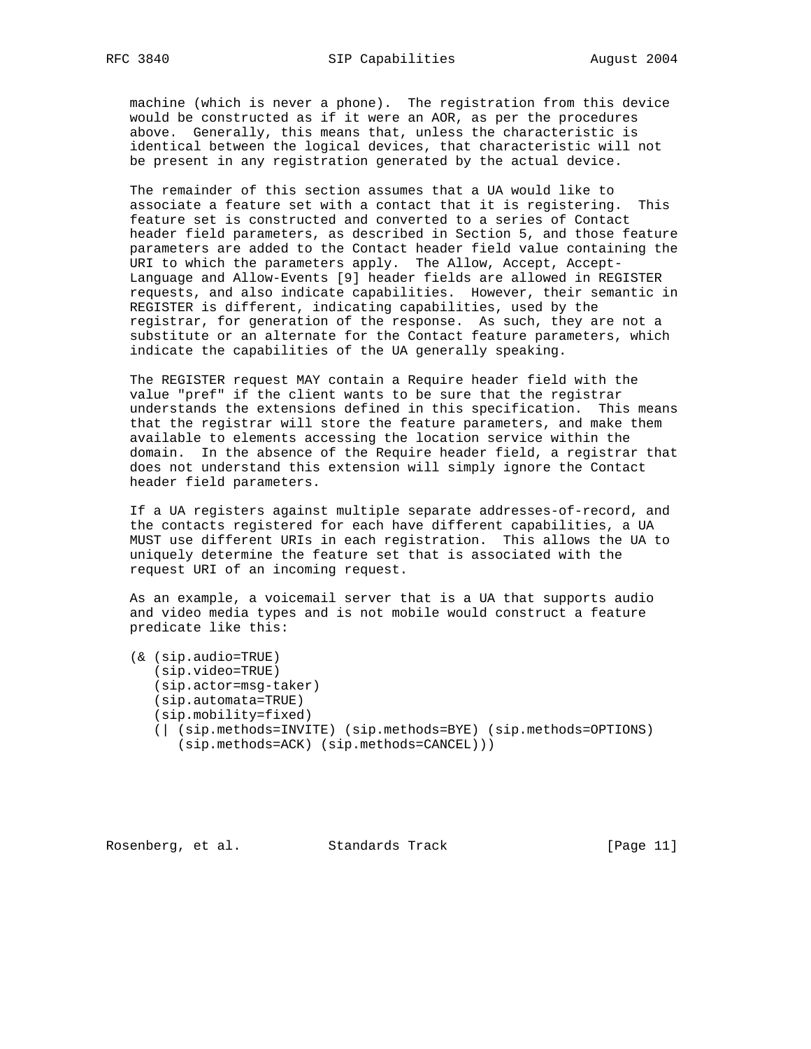machine (which is never a phone). The registration from this device would be constructed as if it were an AOR, as per the procedures above. Generally, this means that, unless the characteristic is identical between the logical devices, that characteristic will not be present in any registration generated by the actual device.

The remainder of this section assumes that a UA would like to associate a feature set with a contact that it is registering. This feature set is constructed and converted to a series of Contact header field parameters, as described in Section 5, and those feature parameters are added to the Contact header field value containing the URI to which the parameters apply. The Allow, Accept, Accept-Language and Allow-Events [9] header fields are allowed in REGISTER requests, and also indicate capabilities. However, their semantic in REGISTER is different, indicating capabilities, used by the registrar, for generation of the response. As such, they are not a substitute or an alternate for the Contact feature parameters, which indicate the capabilities of the UA generally speaking.

The REGISTER request MAY contain a Require header field with the value "pref" if the client wants to be sure that the registrar understands the extensions defined in this specification. This means that the registrar will store the feature parameters, and make them available to elements accessing the location service within the domain. In the absence of the Require header field, a registrar that does not understand this extension will simply ignore the Contact header field parameters.

If a UA registers against multiple separate addresses-of-record, and the contacts registered for each have different capabilities, a UA MUST use different URIs in each registration. This allows the UA to uniquely determine the feature set that is associated with the request URI of an incoming request.

As an example, a voicemail server that is a UA that supports audio and video media types and is not mobile would construct a feature predicate like this:

```
(& (sip.audio=TRUE)
   (sip.video=TRUE)
   (sip.actor=msg-taker)
   (sip.automata=TRUE)
   (sip.mobility=fixed)
   (| (sip.methods=INVITE) (sip.methods=BYE) (sip.methods=OPTIONS)
      (sip.methods=ACK) (sip.methods=CANCEL)))
```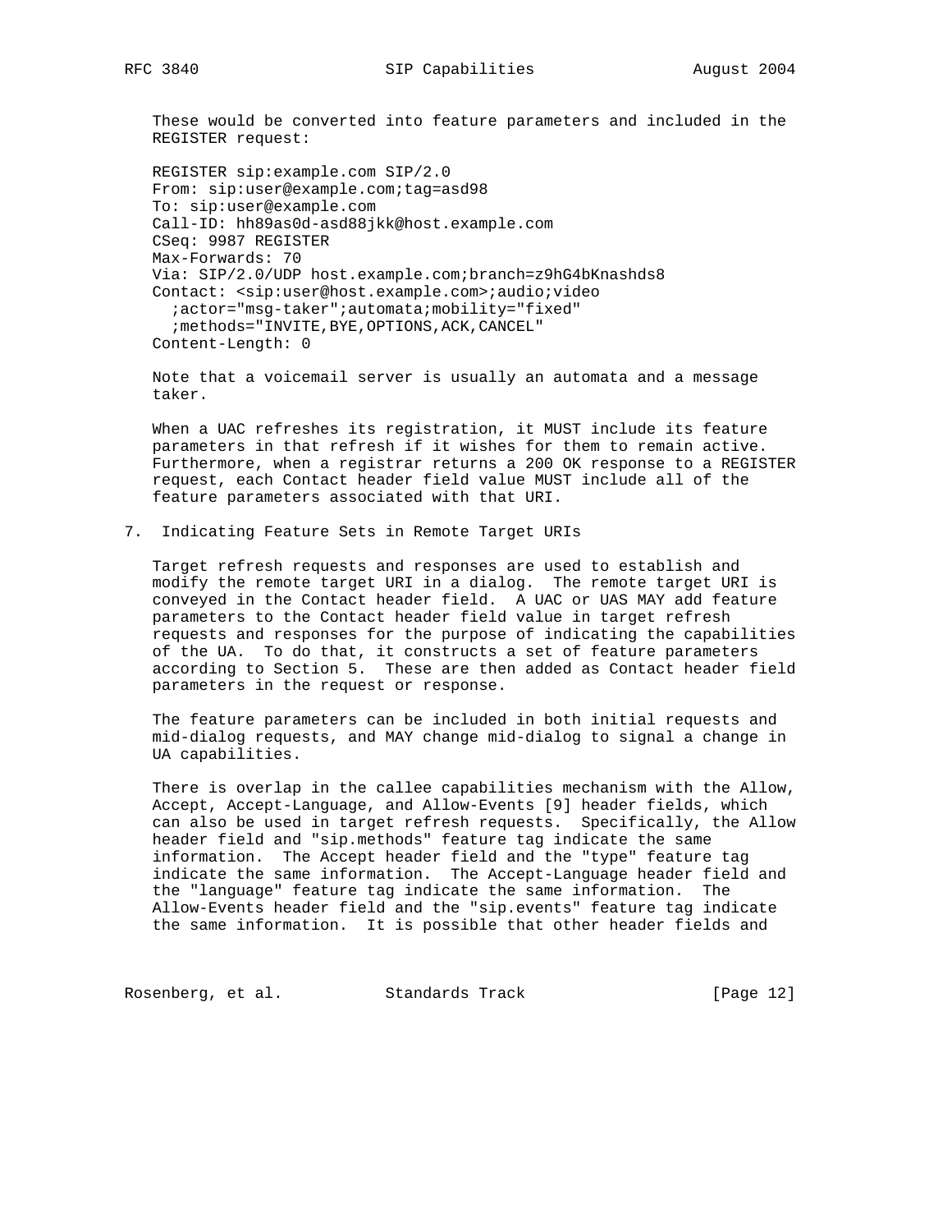These would be converted into feature parameters and included in the REGISTER request:

```
REGISTER sip:example.com SIP/2.0
From: sip:user@example.com;tag=asd98
To: sip:user@example.com
Call-ID: hh89as0d-asd88jkk@host.example.com
CSeq: 9987 REGISTER
Max-Forwards: 70
Via: SIP/2.0/UDP host.example.com;branch=z9hG4bKnashds8
Contact: <sip:user@host.example.com>;audio;video
  ;actor="msg-taker";automata;mobility="fixed"
  ;methods="INVITE,BYE,OPTIONS,ACK,CANCEL"
Content-Length: 0
```

Note that a voicemail server is usually an automata and a message taker.

When a UAC refreshes its registration, it MUST include its feature parameters in that refresh if it wishes for them to remain active. Furthermore, when a registrar returns a 200 OK response to a REGISTER request, each Contact header field value MUST include all of the feature parameters associated with that URI.

## 7. Indicating Feature Sets in Remote Target URIs

Target refresh requests and responses are used to establish and modify the remote target URI in a dialog. The remote target URI is conveyed in the Contact header field. A UAC or UAS MAY add feature parameters to the Contact header field value in target refresh requests and responses for the purpose of indicating the capabilities of the UA. To do that, it constructs a set of feature parameters according to Section 5. These are then added as Contact header field parameters in the request or response.

The feature parameters can be included in both initial requests and mid-dialog requests, and MAY change mid-dialog to signal a change in UA capabilities.

There is overlap in the callee capabilities mechanism with the Allow, Accept, Accept-Language, and Allow-Events [9] header fields, which can also be used in target refresh requests. Specifically, the Allow header field and "sip.methods" feature tag indicate the same information. The Accept header field and the "type" feature tag indicate the same information. The Accept-Language header field and the "language" feature tag indicate the same information. The Allow-Events header field and the "sip.events" feature tag indicate the same information. It is possible that other header fields and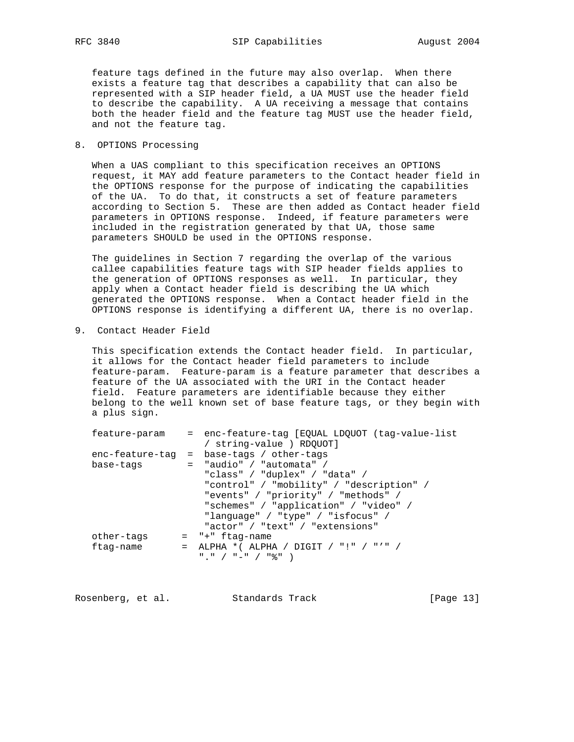feature tags defined in the future may also overlap. When there exists a feature tag that describes a capability that can also be represented with a SIP header field, a UA MUST use the header field to describe the capability. A UA receiving a message that contains both the header field and the feature tag MUST use the header field, and not the feature tag.

## 8. OPTIONS Processing

When a UAS compliant to this specification receives an OPTIONS request, it MAY add feature parameters to the Contact header field in the OPTIONS response for the purpose of indicating the capabilities of the UA. To do that, it constructs a set of feature parameters according to Section 5. These are then added as Contact header field parameters in OPTIONS response. Indeed, if feature parameters were included in the registration generated by that UA, those same parameters SHOULD be used in the OPTIONS response.

The guidelines in Section 7 regarding the overlap of the various callee capabilities feature tags with SIP header fields applies to the generation of OPTIONS responses as well. In particular, they apply when a Contact header field is describing the UA which generated the OPTIONS response. When a Contact header field in the OPTIONS response is identifying a different UA, there is no overlap.

## 9. Contact Header Field

This specification extends the Contact header field. In particular, it allows for the Contact header field parameters to include feature-param. Feature-param is a feature parameter that describes a feature of the UA associated with the URI in the Contact header field. Feature parameters are identifiable because they either belong to the well known set of base feature tags, or they begin with a plus sign.

```
feature-param    =  enc-feature-tag [EQUAL LDQUOT (tag-value-list
                    / string-value ) RDQUOT]
enc-feature-tag  =  base-tags / other-tags
base-tags        =  "audio" / "automata" /
                    "class" / "duplex" / "data" /
                    "control" / "mobility" / "description" /
                    "events" / "priority" / "methods" /
                    "schemes" / "application" / "video" /
                    "language" / "type" / "isfocus" /
                    "actor" / "text" / "extensions"
other-tags      =  "+" ftag-name
ftag-name       =  ALPHA *( ALPHA / DIGIT / "!" / "'" /
                   "." / "-" / "%" )
```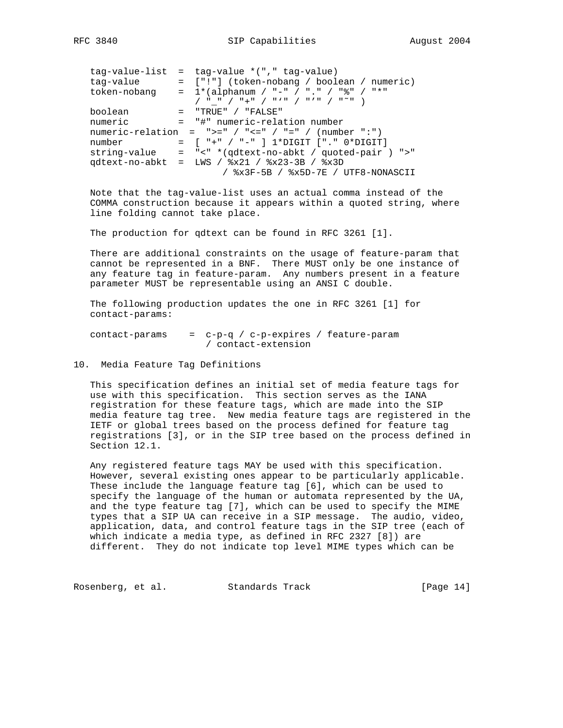```
tag-value-list  =  tag-value *("," tag-value)
tag-value       =  ["!"] (token-nobang / boolean / numeric)
token-nobang    =  1*(alphanum / "-" / "." / "%" / "*"
                   / "_" / "+" / "`" / "'" / "~" )
boolean         =  "TRUE" / "FALSE"
numeric         =  "#" numeric-relation number
numeric-relation  =  ">=" / "<=" / "=" / (number ":")
number          =  [ "+" / "-" ] 1*DIGIT ["." 0*DIGIT]
string-value    =  "<" *(qdtext-no-abkt / quoted-pair ) ">"
qdtext-no-abkt  =  LWS / %x21 / %x23-3B / %x3D
                        / %x3F-5B / %x5D-7E / UTF8-NONASCII
```

Note that the tag-value-list uses an actual comma instead of the COMMA construction because it appears within a quoted string, where line folding cannot take place.

The production for qdtext can be found in RFC 3261 [1].

There are additional constraints on the usage of feature-param that cannot be represented in a BNF. There MUST only be one instance of any feature tag in feature-param. Any numbers present in a feature parameter MUST be representable using an ANSI C double.

The following production updates the one in RFC 3261 [1] for contact-params:

```
contact-params    =  c-p-q / c-p-expires / feature-param
                     / contact-extension
```

## 10. Media Feature Tag Definitions

This specification defines an initial set of media feature tags for use with this specification. This section serves as the IANA registration for these feature tags, which are made into the SIP media feature tag tree. New media feature tags are registered in the IETF or global trees based on the process defined for feature tag registrations [3], or in the SIP tree based on the process defined in Section 12.1.

Any registered feature tags MAY be used with this specification. However, several existing ones appear to be particularly applicable. These include the language feature tag [6], which can be used to specify the language of the human or automata represented by the UA, and the type feature tag [7], which can be used to specify the MIME types that a SIP UA can receive in a SIP message. The audio, video, application, data, and control feature tags in the SIP tree (each of which indicate a media type, as defined in RFC 2327 [8]) are different. They do not indicate top level MIME types which can be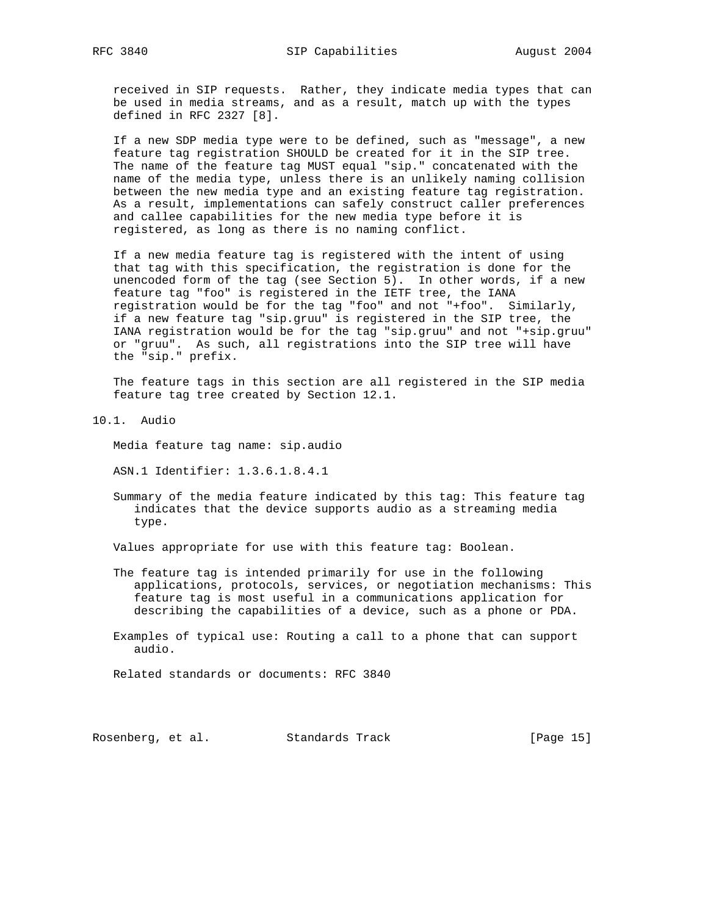received in SIP requests. Rather, they indicate media types that can be used in media streams, and as a result, match up with the types defined in RFC 2327 [8].

If a new SDP media type were to be defined, such as "message", a new feature tag registration SHOULD be created for it in the SIP tree. The name of the feature tag MUST equal "sip." concatenated with the name of the media type, unless there is an unlikely naming collision between the new media type and an existing feature tag registration. As a result, implementations can safely construct caller preferences and callee capabilities for the new media type before it is registered, as long as there is no naming conflict.

If a new media feature tag is registered with the intent of using that tag with this specification, the registration is done for the unencoded form of the tag (see Section 5). In other words, if a new feature tag "foo" is registered in the IETF tree, the IANA registration would be for the tag "foo" and not "+foo". Similarly, if a new feature tag "sip.gruu" is registered in the SIP tree, the IANA registration would be for the tag "sip.gruu" and not "+sip.gruu" or "gruu". As such, all registrations into the SIP tree will have the "sip." prefix.

The feature tags in this section are all registered in the SIP media feature tag tree created by Section 12.1.

## 10.1. Audio

Media feature tag name: sip.audio

ASN.1 Identifier: 1.3.6.1.8.4.1

Summary of the media feature indicated by this tag: This feature tag indicates that the device supports audio as a streaming media type.

Values appropriate for use with this feature tag: Boolean.

The feature tag is intended primarily for use in the following applications, protocols, services, or negotiation mechanisms: This feature tag is most useful in a communications application for describing the capabilities of a device, such as a phone or PDA.

Examples of typical use: Routing a call to a phone that can support audio.

Related standards or documents: RFC 3840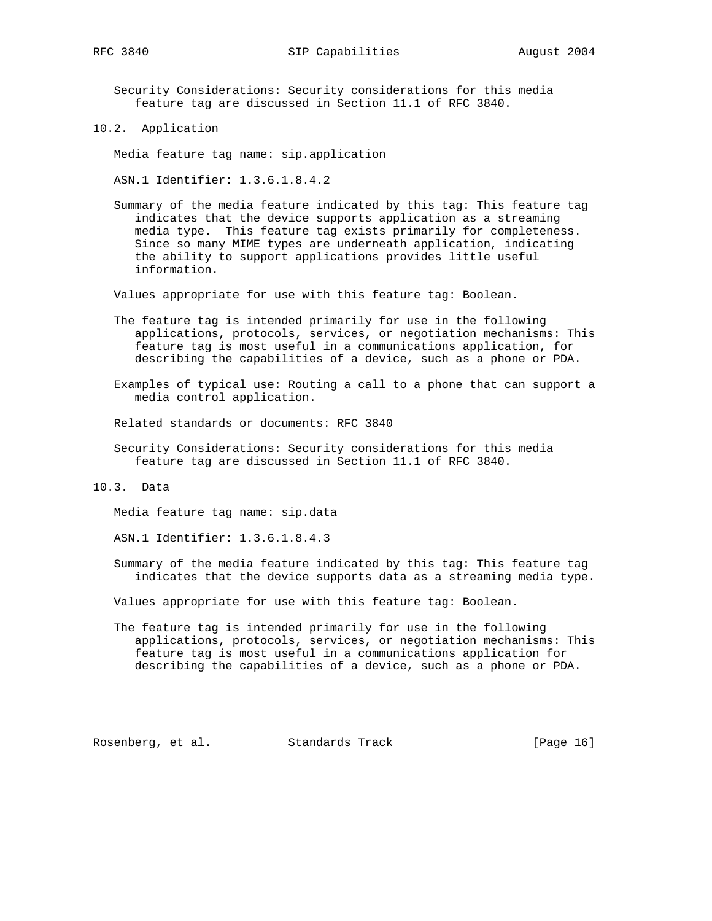Security Considerations: Security considerations for this media feature tag are discussed in Section 11.1 of RFC 3840.

### 10.2. Application

Media feature tag name: sip.application

ASN.1 Identifier: 1.3.6.1.8.4.2

Summary of the media feature indicated by this tag: This feature tag indicates that the device supports application as a streaming media type. This feature tag exists primarily for completeness. Since so many MIME types are underneath application, indicating the ability to support applications provides little useful information.

Values appropriate for use with this feature tag: Boolean.

The feature tag is intended primarily for use in the following applications, protocols, services, or negotiation mechanisms: This feature tag is most useful in a communications application, for describing the capabilities of a device, such as a phone or PDA.

Examples of typical use: Routing a call to a phone that can support a media control application.

Related standards or documents: RFC 3840

Security Considerations: Security considerations for this media feature tag are discussed in Section 11.1 of RFC 3840.

### 10.3. Data

Media feature tag name: sip.data

ASN.1 Identifier: 1.3.6.1.8.4.3

Summary of the media feature indicated by this tag: This feature tag indicates that the device supports data as a streaming media type.

Values appropriate for use with this feature tag: Boolean.

The feature tag is intended primarily for use in the following applications, protocols, services, or negotiation mechanisms: This feature tag is most useful in a communications application for describing the capabilities of a device, such as a phone or PDA.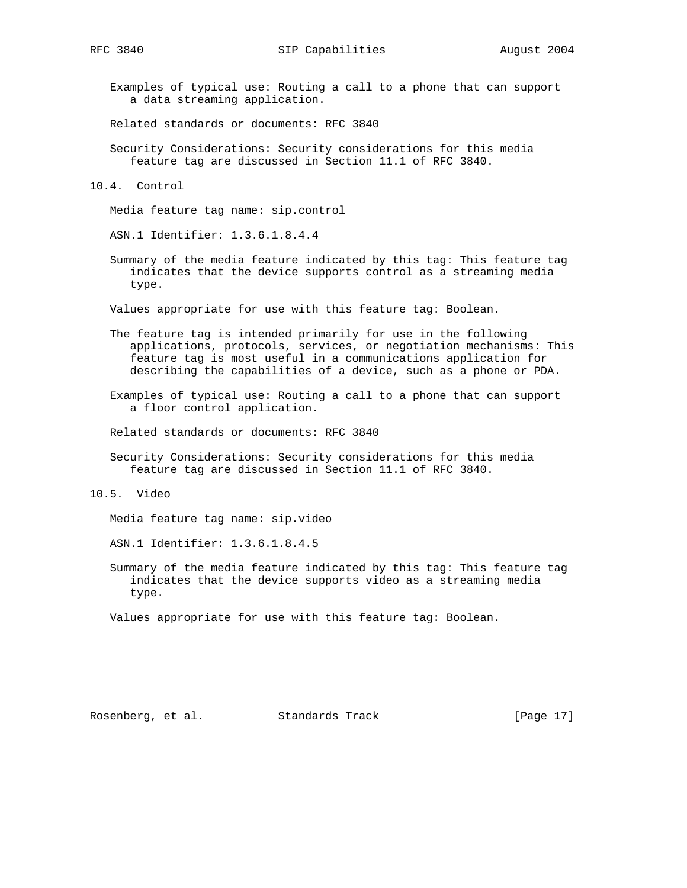Examples of typical use: Routing a call to a phone that can support a data streaming application.

Related standards or documents: RFC 3840

Security Considerations: Security considerations for this media feature tag are discussed in Section 11.1 of RFC 3840.

### 10.4. Control

Media feature tag name: sip.control

ASN.1 Identifier: 1.3.6.1.8.4.4

Summary of the media feature indicated by this tag: This feature tag indicates that the device supports control as a streaming media type.

Values appropriate for use with this feature tag: Boolean.

The feature tag is intended primarily for use in the following applications, protocols, services, or negotiation mechanisms: This feature tag is most useful in a communications application for describing the capabilities of a device, such as a phone or PDA.

Examples of typical use: Routing a call to a phone that can support a floor control application.

Related standards or documents: RFC 3840

Security Considerations: Security considerations for this media feature tag are discussed in Section 11.1 of RFC 3840.

### 10.5. Video

Media feature tag name: sip.video

ASN.1 Identifier: 1.3.6.1.8.4.5

Summary of the media feature indicated by this tag: This feature tag indicates that the device supports video as a streaming media type.

Values appropriate for use with this feature tag: Boolean.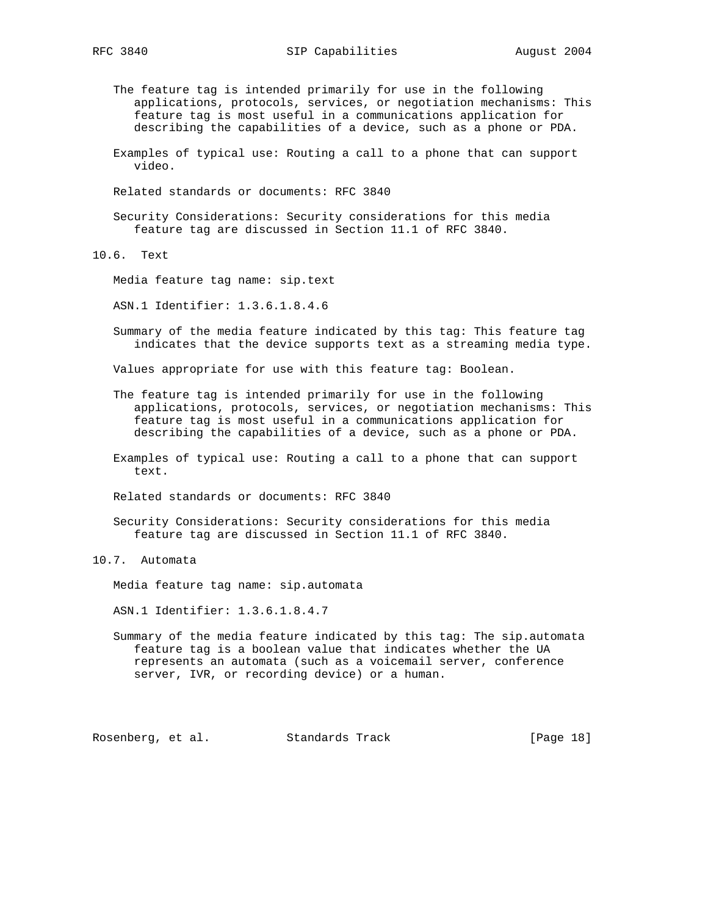The feature tag is intended primarily for use in the following applications, protocols, services, or negotiation mechanisms: This feature tag is most useful in a communications application for describing the capabilities of a device, such as a phone or PDA.

Examples of typical use: Routing a call to a phone that can support video.

Related standards or documents: RFC 3840

Security Considerations: Security considerations for this media feature tag are discussed in Section 11.1 of RFC 3840.

## 10.6. Text

Media feature tag name: sip.text

ASN.1 Identifier: 1.3.6.1.8.4.6

Summary of the media feature indicated by this tag: This feature tag indicates that the device supports text as a streaming media type.

Values appropriate for use with this feature tag: Boolean.

The feature tag is intended primarily for use in the following applications, protocols, services, or negotiation mechanisms: This feature tag is most useful in a communications application for describing the capabilities of a device, such as a phone or PDA.

Examples of typical use: Routing a call to a phone that can support text.

Related standards or documents: RFC 3840

Security Considerations: Security considerations for this media feature tag are discussed in Section 11.1 of RFC 3840.

## 10.7. Automata

Media feature tag name: sip.automata

ASN.1 Identifier: 1.3.6.1.8.4.7

Summary of the media feature indicated by this tag: The sip.automata feature tag is a boolean value that indicates whether the UA represents an automata (such as a voicemail server, conference server, IVR, or recording device) or a human.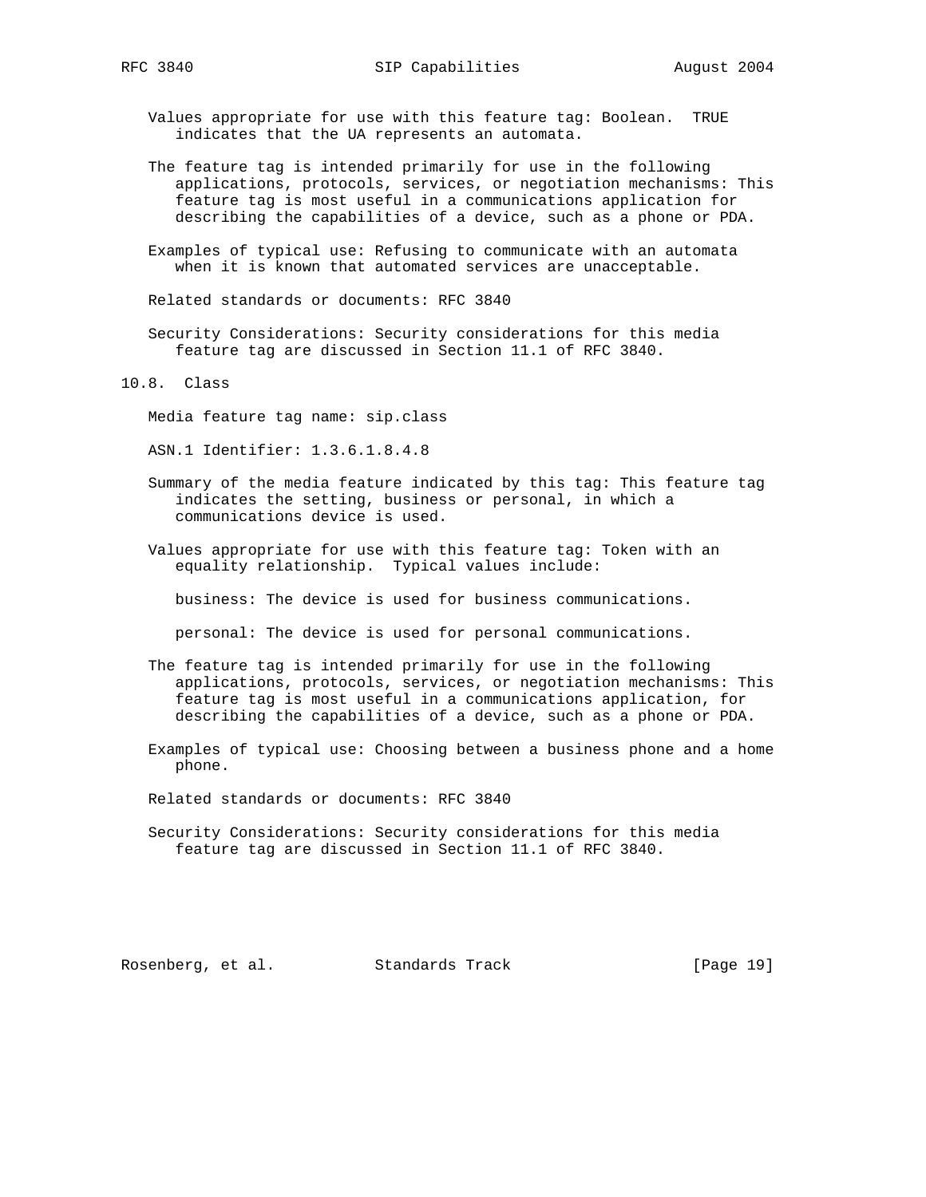Values appropriate for use with this feature tag: Boolean. TRUE indicates that the UA represents an automata.

The feature tag is intended primarily for use in the following applications, protocols, services, or negotiation mechanisms: This feature tag is most useful in a communications application for describing the capabilities of a device, such as a phone or PDA.

Examples of typical use: Refusing to communicate with an automata when it is known that automated services are unacceptable.

Related standards or documents: RFC 3840

Security Considerations: Security considerations for this media feature tag are discussed in Section 11.1 of RFC 3840.

## 10.8. Class

Media feature tag name: sip.class

ASN.1 Identifier: 1.3.6.1.8.4.8

Summary of the media feature indicated by this tag: This feature tag indicates the setting, business or personal, in which a communications device is used.

Values appropriate for use with this feature tag: Token with an equality relationship. Typical values include:

business: The device is used for business communications.

personal: The device is used for personal communications.

The feature tag is intended primarily for use in the following applications, protocols, services, or negotiation mechanisms: This feature tag is most useful in a communications application, for describing the capabilities of a device, such as a phone or PDA.

Examples of typical use: Choosing between a business phone and a home phone.

Related standards or documents: RFC 3840

Security Considerations: Security considerations for this media feature tag are discussed in Section 11.1 of RFC 3840.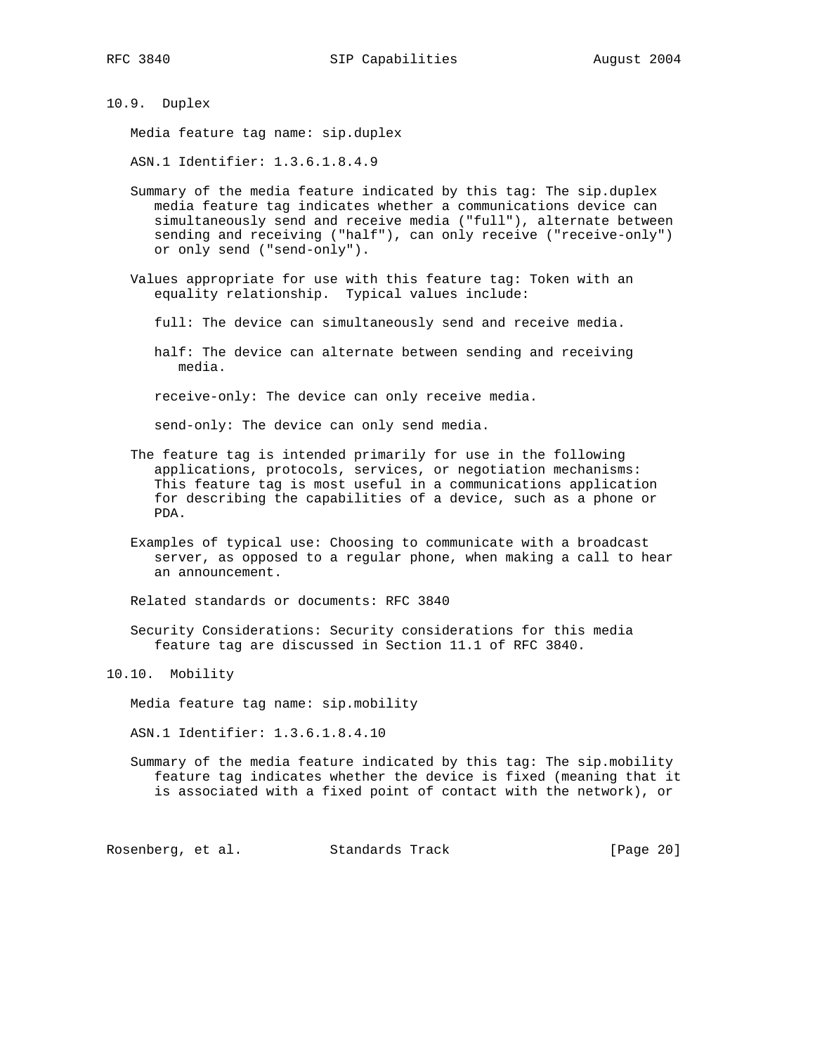### 10.9. Duplex

Media feature tag name: sip.duplex

ASN.1 Identifier: 1.3.6.1.8.4.9

Summary of the media feature indicated by this tag: The sip.duplex media feature tag indicates whether a communications device can simultaneously send and receive media ("full"), alternate between sending and receiving ("half"), can only receive ("receive-only") or only send ("send-only").

Values appropriate for use with this feature tag: Token with an equality relationship. Typical values include:

full: The device can simultaneously send and receive media.

half: The device can alternate between sending and receiving media.

receive-only: The device can only receive media.

send-only: The device can only send media.

The feature tag is intended primarily for use in the following applications, protocols, services, or negotiation mechanisms: This feature tag is most useful in a communications application for describing the capabilities of a device, such as a phone or PDA.

Examples of typical use: Choosing to communicate with a broadcast server, as opposed to a regular phone, when making a call to hear an announcement.

Related standards or documents: RFC 3840

Security Considerations: Security considerations for this media feature tag are discussed in Section 11.1 of RFC 3840.

### 10.10. Mobility

Media feature tag name: sip.mobility

ASN.1 Identifier: 1.3.6.1.8.4.10

Summary of the media feature indicated by this tag: The sip.mobility feature tag indicates whether the device is fixed (meaning that it is associated with a fixed point of contact with the network), or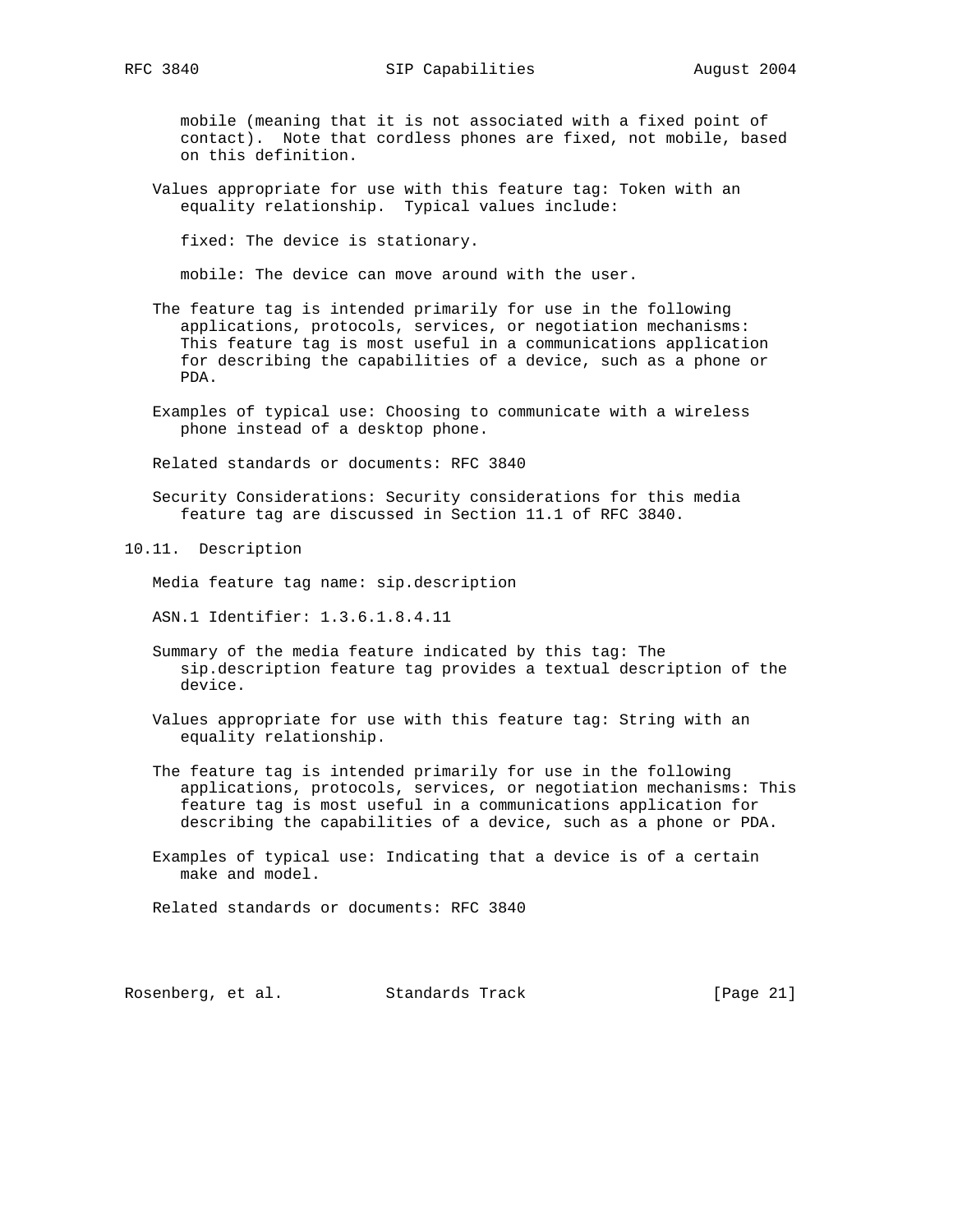mobile (meaning that it is not associated with a fixed point of contact). Note that cordless phones are fixed, not mobile, based on this definition.

Values appropriate for use with this feature tag: Token with an equality relationship. Typical values include:

fixed: The device is stationary.

mobile: The device can move around with the user.

The feature tag is intended primarily for use in the following applications, protocols, services, or negotiation mechanisms: This feature tag is most useful in a communications application for describing the capabilities of a device, such as a phone or PDA.

Examples of typical use: Choosing to communicate with a wireless phone instead of a desktop phone.

Related standards or documents: RFC 3840

Security Considerations: Security considerations for this media feature tag are discussed in Section 11.1 of RFC 3840.

## 10.11. Description

Media feature tag name: sip.description

ASN.1 Identifier: 1.3.6.1.8.4.11

Summary of the media feature indicated by this tag: The sip.description feature tag provides a textual description of the device.

Values appropriate for use with this feature tag: String with an equality relationship.

The feature tag is intended primarily for use in the following applications, protocols, services, or negotiation mechanisms: This feature tag is most useful in a communications application for describing the capabilities of a device, such as a phone or PDA.

Examples of typical use: Indicating that a device is of a certain make and model.

Related standards or documents: RFC 3840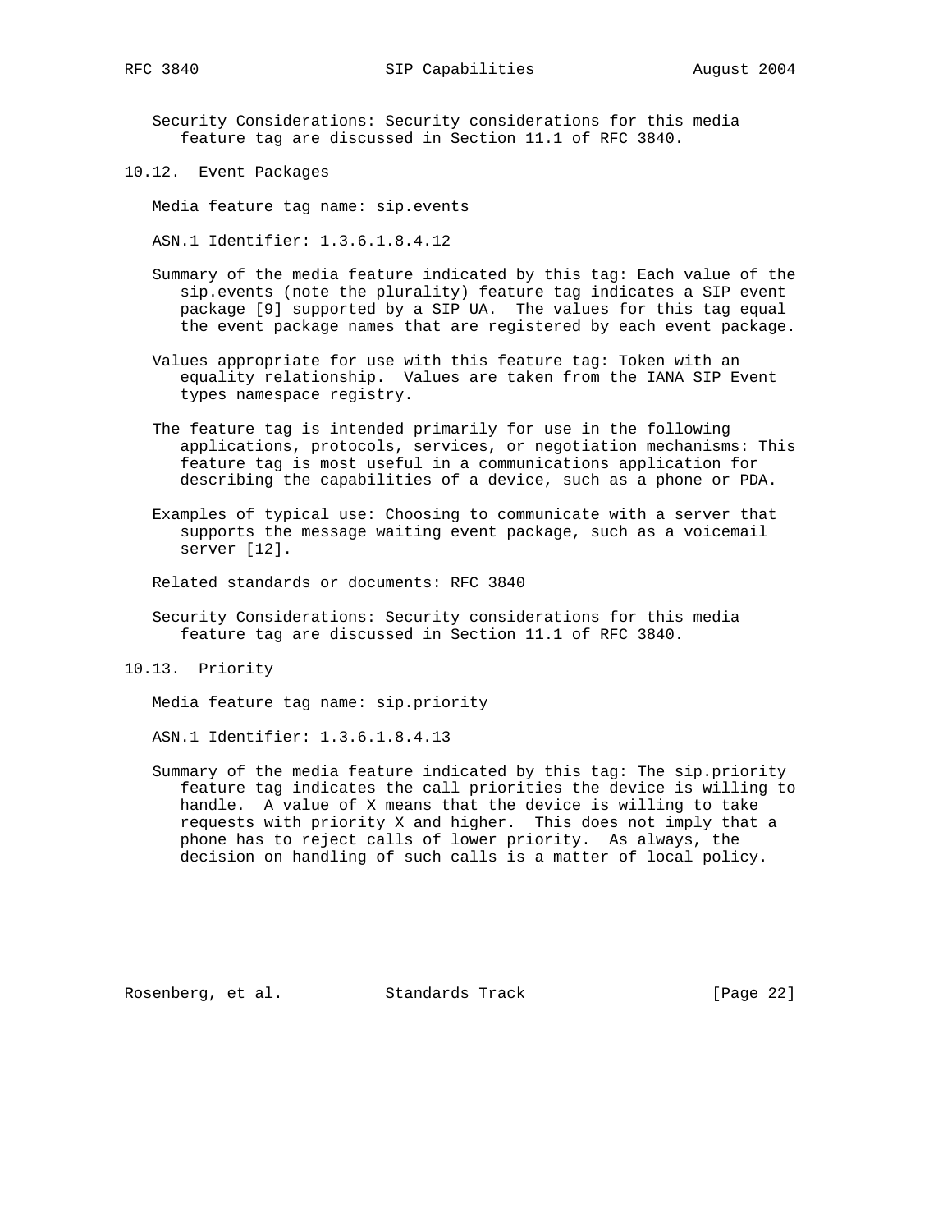Security Considerations: Security considerations for this media feature tag are discussed in Section 11.1 of RFC 3840.

## 10.12. Event Packages

Media feature tag name: sip.events

ASN.1 Identifier: 1.3.6.1.8.4.12

Summary of the media feature indicated by this tag: Each value of the sip.events (note the plurality) feature tag indicates a SIP event package [9] supported by a SIP UA. The values for this tag equal the event package names that are registered by each event package.

Values appropriate for use with this feature tag: Token with an equality relationship. Values are taken from the IANA SIP Event types namespace registry.

The feature tag is intended primarily for use in the following applications, protocols, services, or negotiation mechanisms: This feature tag is most useful in a communications application for describing the capabilities of a device, such as a phone or PDA.

Examples of typical use: Choosing to communicate with a server that supports the message waiting event package, such as a voicemail server [12].

Related standards or documents: RFC 3840

Security Considerations: Security considerations for this media feature tag are discussed in Section 11.1 of RFC 3840.

## 10.13. Priority

Media feature tag name: sip.priority

ASN.1 Identifier: 1.3.6.1.8.4.13

Summary of the media feature indicated by this tag: The sip.priority feature tag indicates the call priorities the device is willing to handle. A value of X means that the device is willing to take requests with priority X and higher. This does not imply that a phone has to reject calls of lower priority. As always, the decision on handling of such calls is a matter of local policy.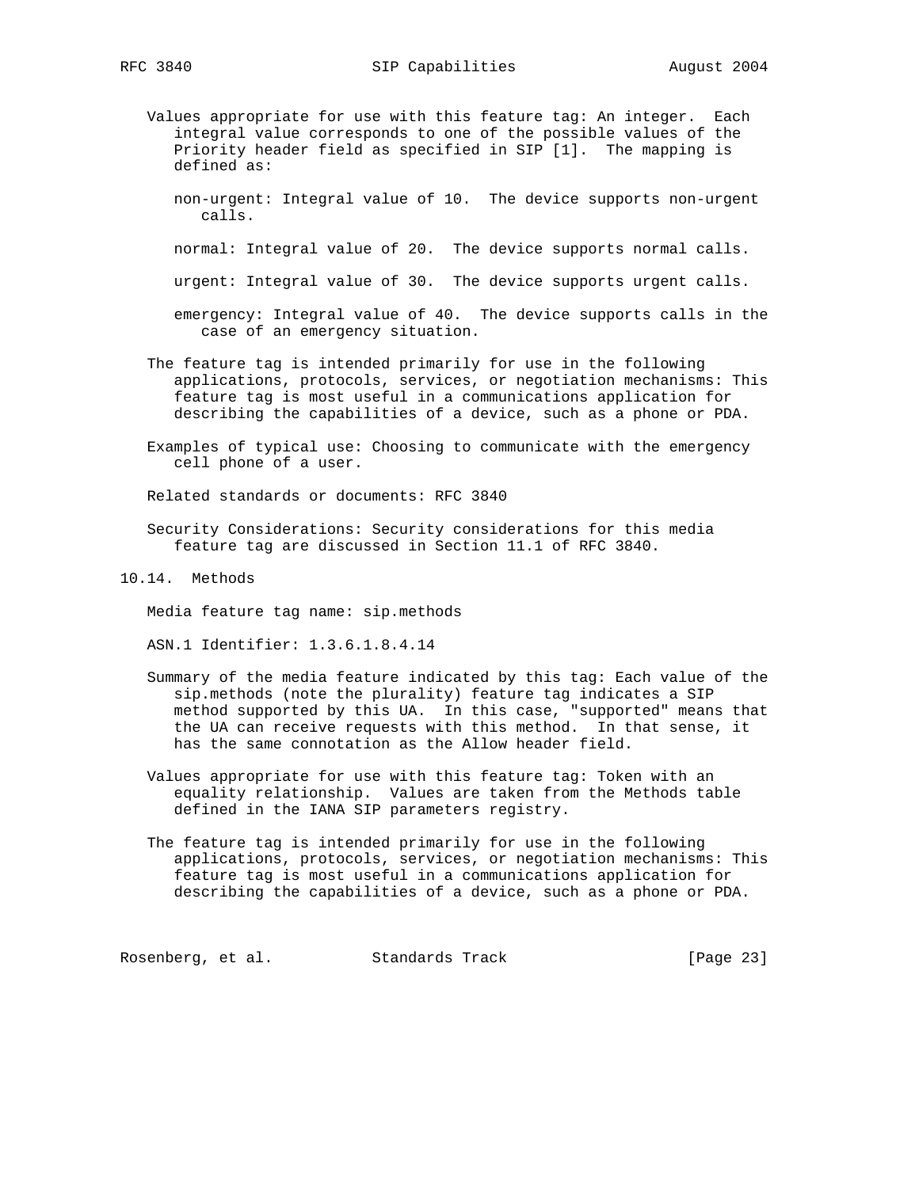Values appropriate for use with this feature tag: An integer. Each integral value corresponds to one of the possible values of the Priority header field as specified in SIP [1]. The mapping is defined as:

non-urgent: Integral value of 10. The device supports non-urgent calls.

normal: Integral value of 20. The device supports normal calls.

urgent: Integral value of 30. The device supports urgent calls.

emergency: Integral value of 40. The device supports calls in the case of an emergency situation.

The feature tag is intended primarily for use in the following applications, protocols, services, or negotiation mechanisms: This feature tag is most useful in a communications application for describing the capabilities of a device, such as a phone or PDA.

Examples of typical use: Choosing to communicate with the emergency cell phone of a user.

Related standards or documents: RFC 3840

Security Considerations: Security considerations for this media feature tag are discussed in Section 11.1 of RFC 3840.

## 10.14. Methods

Media feature tag name: sip.methods

ASN.1 Identifier: 1.3.6.1.8.4.14

Summary of the media feature indicated by this tag: Each value of the sip.methods (note the plurality) feature tag indicates a SIP method supported by this UA. In this case, "supported" means that the UA can receive requests with this method. In that sense, it has the same connotation as the Allow header field.

Values appropriate for use with this feature tag: Token with an equality relationship. Values are taken from the Methods table defined in the IANA SIP parameters registry.

The feature tag is intended primarily for use in the following applications, protocols, services, or negotiation mechanisms: This feature tag is most useful in a communications application for describing the capabilities of a device, such as a phone or PDA.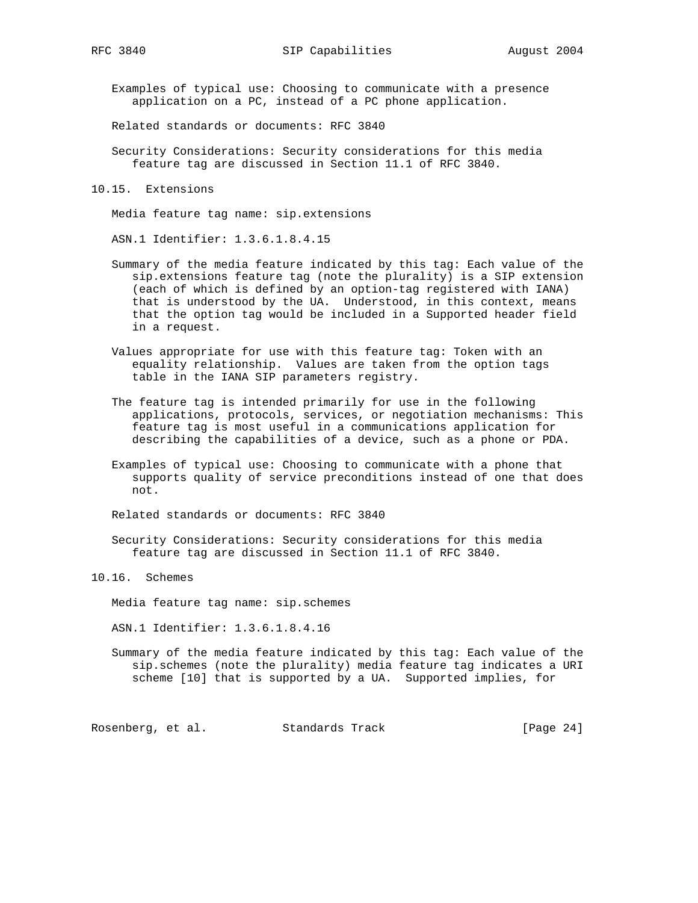Examples of typical use: Choosing to communicate with a presence application on a PC, instead of a PC phone application.

Related standards or documents: RFC 3840

Security Considerations: Security considerations for this media feature tag are discussed in Section 11.1 of RFC 3840.

### 10.15. Extensions

Media feature tag name: sip.extensions

ASN.1 Identifier: 1.3.6.1.8.4.15

Summary of the media feature indicated by this tag: Each value of the sip.extensions feature tag (note the plurality) is a SIP extension (each of which is defined by an option-tag registered with IANA) that is understood by the UA. Understood, in this context, means that the option tag would be included in a Supported header field in a request.

Values appropriate for use with this feature tag: Token with an equality relationship. Values are taken from the option tags table in the IANA SIP parameters registry.

The feature tag is intended primarily for use in the following applications, protocols, services, or negotiation mechanisms: This feature tag is most useful in a communications application for describing the capabilities of a device, such as a phone or PDA.

Examples of typical use: Choosing to communicate with a phone that supports quality of service preconditions instead of one that does not.

Related standards or documents: RFC 3840

Security Considerations: Security considerations for this media feature tag are discussed in Section 11.1 of RFC 3840.

### 10.16. Schemes

Media feature tag name: sip.schemes

ASN.1 Identifier: 1.3.6.1.8.4.16

Summary of the media feature indicated by this tag: Each value of the sip.schemes (note the plurality) media feature tag indicates a URI scheme [10] that is supported by a UA. Supported implies, for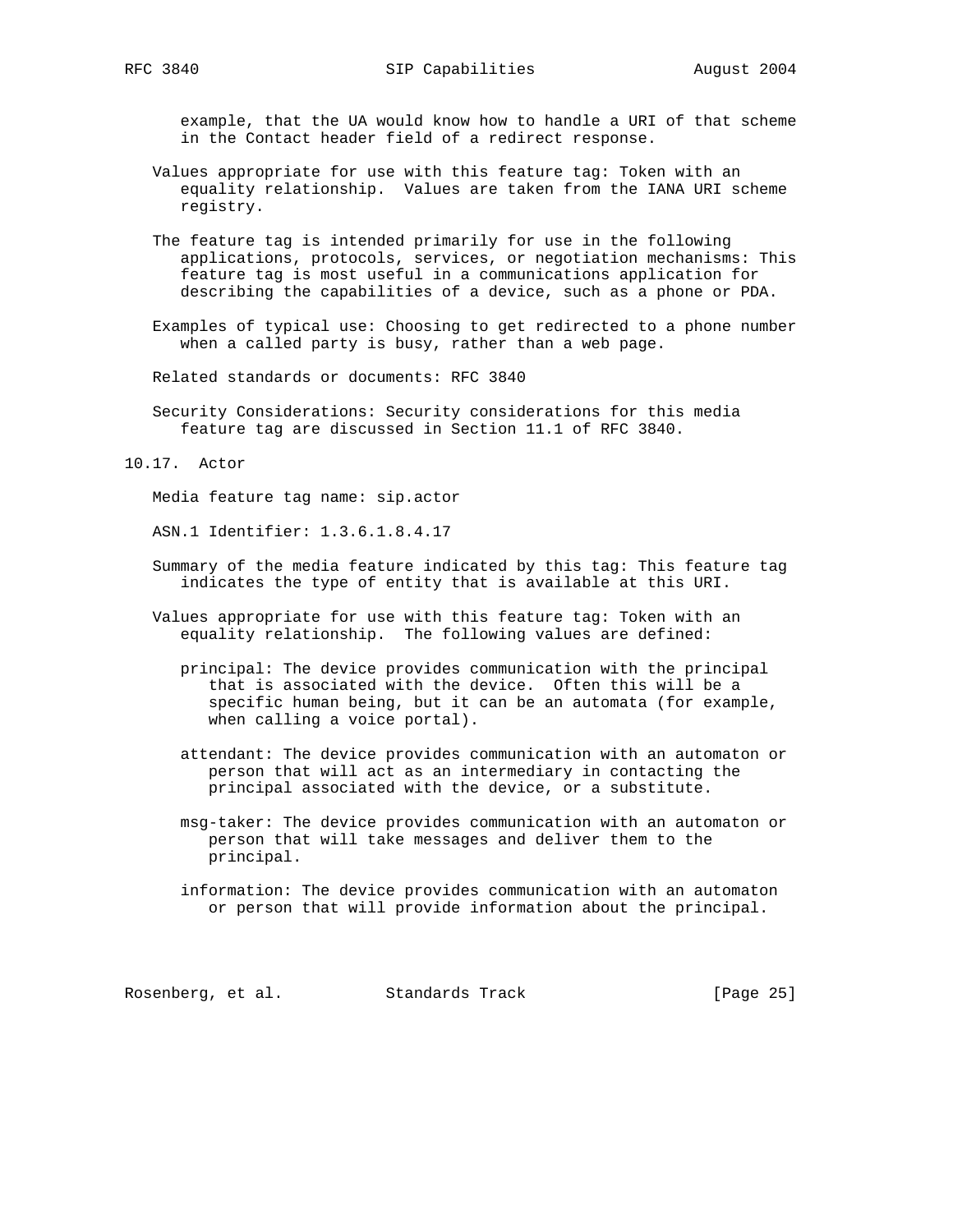example, that the UA would know how to handle a URI of that scheme in the Contact header field of a redirect response.

Values appropriate for use with this feature tag: Token with an equality relationship. Values are taken from the IANA URI scheme registry.

The feature tag is intended primarily for use in the following applications, protocols, services, or negotiation mechanisms: This feature tag is most useful in a communications application for describing the capabilities of a device, such as a phone or PDA.

Examples of typical use: Choosing to get redirected to a phone number when a called party is busy, rather than a web page.

Related standards or documents: RFC 3840

Security Considerations: Security considerations for this media feature tag are discussed in Section 11.1 of RFC 3840.

## 10.17. Actor

Media feature tag name: sip.actor

ASN.1 Identifier: 1.3.6.1.8.4.17

Summary of the media feature indicated by this tag: This feature tag indicates the type of entity that is available at this URI.

Values appropriate for use with this feature tag: Token with an equality relationship. The following values are defined:

principal: The device provides communication with the principal that is associated with the device. Often this will be a specific human being, but it can be an automata (for example, when calling a voice portal).

attendant: The device provides communication with an automaton or person that will act as an intermediary in contacting the principal associated with the device, or a substitute.

msg-taker: The device provides communication with an automaton or person that will take messages and deliver them to the principal.

information: The device provides communication with an automaton or person that will provide information about the principal.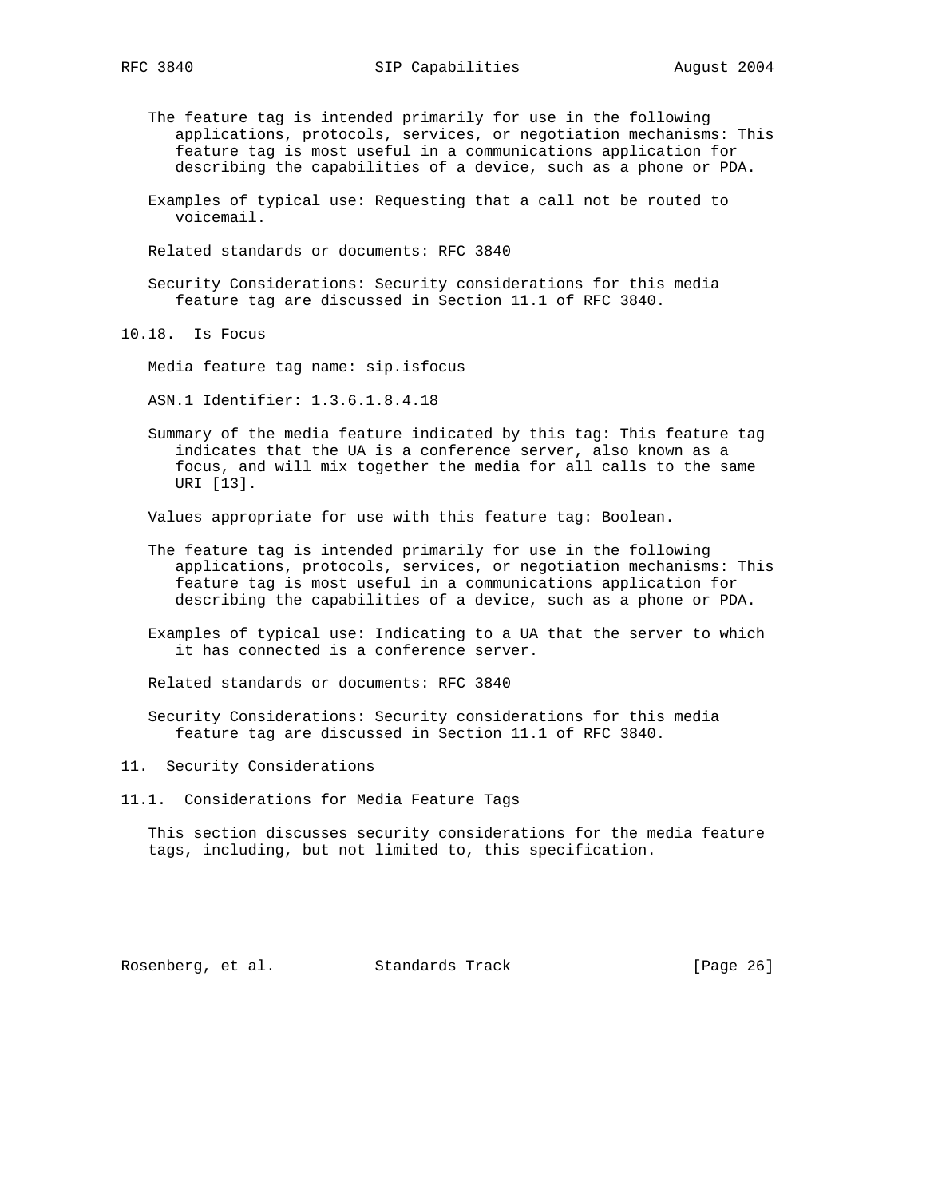The feature tag is intended primarily for use in the following applications, protocols, services, or negotiation mechanisms: This feature tag is most useful in a communications application for describing the capabilities of a device, such as a phone or PDA.

Examples of typical use: Requesting that a call not be routed to voicemail.

Related standards or documents: RFC 3840

Security Considerations: Security considerations for this media feature tag are discussed in Section 11.1 of RFC 3840.

### 10.18. Is Focus

Media feature tag name: sip.isfocus

ASN.1 Identifier: 1.3.6.1.8.4.18

Summary of the media feature indicated by this tag: This feature tag indicates that the UA is a conference server, also known as a focus, and will mix together the media for all calls to the same URI [13].

Values appropriate for use with this feature tag: Boolean.

The feature tag is intended primarily for use in the following applications, protocols, services, or negotiation mechanisms: This feature tag is most useful in a communications application for describing the capabilities of a device, such as a phone or PDA.

Examples of typical use: Indicating to a UA that the server to which it has connected is a conference server.

Related standards or documents: RFC 3840

Security Considerations: Security considerations for this media feature tag are discussed in Section 11.1 of RFC 3840.

## 11. Security Considerations

### 11.1. Considerations for Media Feature Tags

This section discusses security considerations for the media feature tags, including, but not limited to, this specification.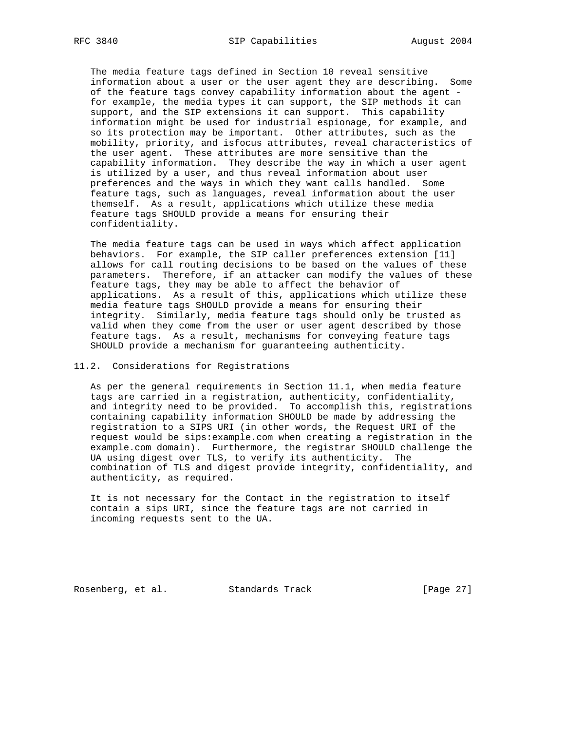The media feature tags defined in Section 10 reveal sensitive information about a user or the user agent they are describing. Some of the feature tags convey capability information about the agent - for example, the media types it can support, the SIP methods it can support, and the SIP extensions it can support. This capability information might be used for industrial espionage, for example, and so its protection may be important. Other attributes, such as the mobility, priority, and isfocus attributes, reveal characteristics of the user agent. These attributes are more sensitive than the capability information. They describe the way in which a user agent is utilized by a user, and thus reveal information about user preferences and the ways in which they want calls handled. Some feature tags, such as languages, reveal information about the user themself. As a result, applications which utilize these media feature tags SHOULD provide a means for ensuring their confidentiality.

The media feature tags can be used in ways which affect application behaviors. For example, the SIP caller preferences extension [11] allows for call routing decisions to be based on the values of these parameters. Therefore, if an attacker can modify the values of these feature tags, they may be able to affect the behavior of applications. As a result of this, applications which utilize these media feature tags SHOULD provide a means for ensuring their integrity. Similarly, media feature tags should only be trusted as valid when they come from the user or user agent described by those feature tags. As a result, mechanisms for conveying feature tags SHOULD provide a mechanism for guaranteeing authenticity.

## 11.2. Considerations for Registrations

As per the general requirements in Section 11.1, when media feature tags are carried in a registration, authenticity, confidentiality, and integrity need to be provided. To accomplish this, registrations containing capability information SHOULD be made by addressing the registration to a SIPS URI (in other words, the Request URI of the request would be sips:example.com when creating a registration in the example.com domain). Furthermore, the registrar SHOULD challenge the UA using digest over TLS, to verify its authenticity. The combination of TLS and digest provide integrity, confidentiality, and authenticity, as required.

It is not necessary for the Contact in the registration to itself contain a sips URI, since the feature tags are not carried in incoming requests sent to the UA.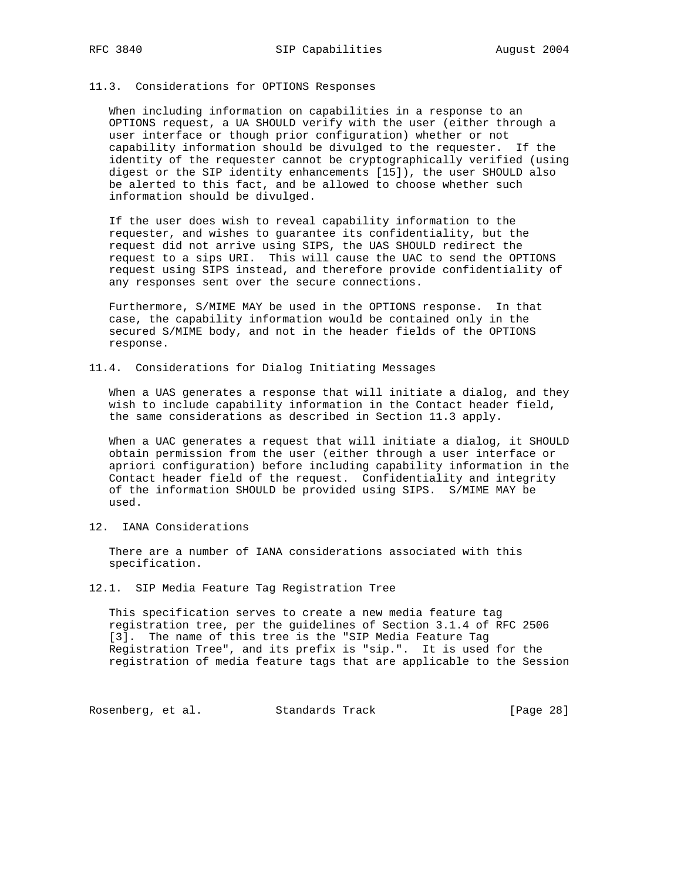### 11.3. Considerations for OPTIONS Responses

When including information on capabilities in a response to an OPTIONS request, a UA SHOULD verify with the user (either through a user interface or though prior configuration) whether or not capability information should be divulged to the requester. If the identity of the requester cannot be cryptographically verified (using digest or the SIP identity enhancements [15]), the user SHOULD also be alerted to this fact, and be allowed to choose whether such information should be divulged.

If the user does wish to reveal capability information to the requester, and wishes to guarantee its confidentiality, but the request did not arrive using SIPS, the UAS SHOULD redirect the request to a sips URI. This will cause the UAC to send the OPTIONS request using SIPS instead, and therefore provide confidentiality of any responses sent over the secure connections.

Furthermore, S/MIME MAY be used in the OPTIONS response. In that case, the capability information would be contained only in the secured S/MIME body, and not in the header fields of the OPTIONS response.

### 11.4. Considerations for Dialog Initiating Messages

When a UAS generates a response that will initiate a dialog, and they wish to include capability information in the Contact header field, the same considerations as described in Section 11.3 apply.

When a UAC generates a request that will initiate a dialog, it SHOULD obtain permission from the user (either through a user interface or apriori configuration) before including capability information in the Contact header field of the request. Confidentiality and integrity of the information SHOULD be provided using SIPS. S/MIME MAY be used.

## 12. IANA Considerations

There are a number of IANA considerations associated with this specification.

### 12.1. SIP Media Feature Tag Registration Tree

This specification serves to create a new media feature tag registration tree, per the guidelines of Section 3.1.4 of RFC 2506 [3]. The name of this tree is the "SIP Media Feature Tag Registration Tree", and its prefix is "sip.". It is used for the registration of media feature tags that are applicable to the Session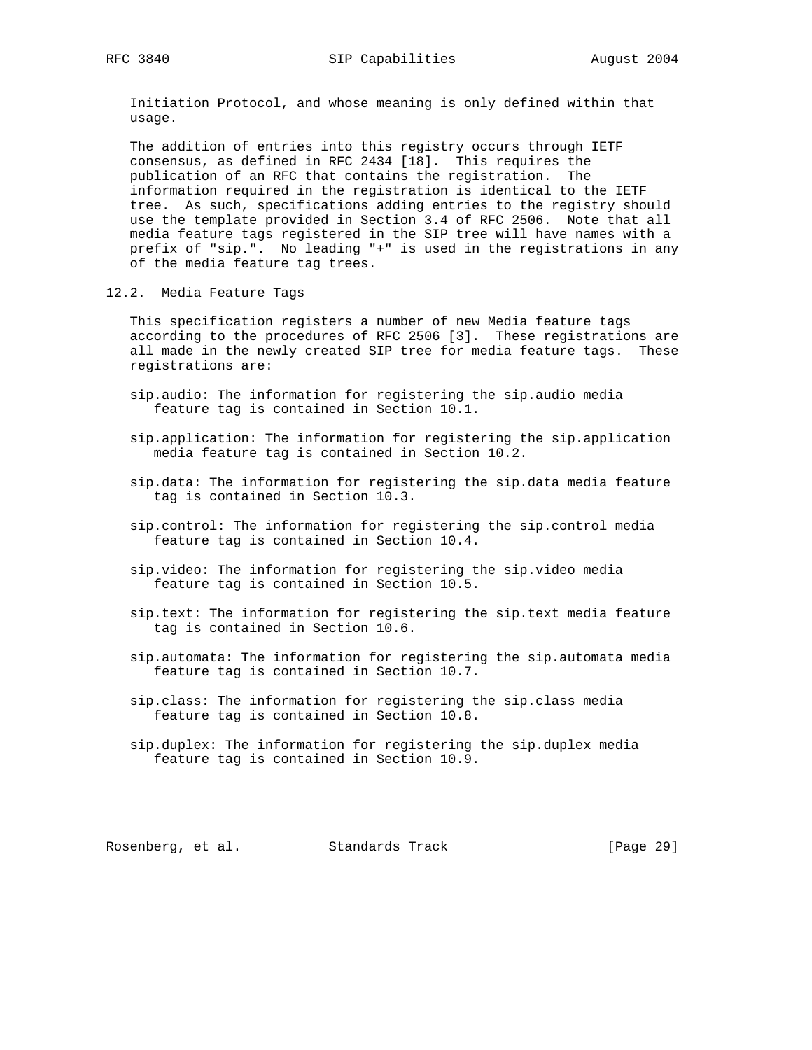Initiation Protocol, and whose meaning is only defined within that usage.

The addition of entries into this registry occurs through IETF consensus, as defined in RFC 2434 [18]. This requires the publication of an RFC that contains the registration. The information required in the registration is identical to the IETF tree. As such, specifications adding entries to the registry should use the template provided in Section 3.4 of RFC 2506. Note that all media feature tags registered in the SIP tree will have names with a prefix of "sip.". No leading "+" is used in the registrations in any of the media feature tag trees.

## 12.2. Media Feature Tags

This specification registers a number of new Media feature tags according to the procedures of RFC 2506 [3]. These registrations are all made in the newly created SIP tree for media feature tags. These registrations are:

sip.audio: The information for registering the sip.audio media feature tag is contained in Section 10.1.

sip.application: The information for registering the sip.application media feature tag is contained in Section 10.2.

sip.data: The information for registering the sip.data media feature tag is contained in Section 10.3.

sip.control: The information for registering the sip.control media feature tag is contained in Section 10.4.

sip.video: The information for registering the sip.video media feature tag is contained in Section 10.5.

sip.text: The information for registering the sip.text media feature tag is contained in Section 10.6.

sip.automata: The information for registering the sip.automata media feature tag is contained in Section 10.7.

sip.class: The information for registering the sip.class media feature tag is contained in Section 10.8.

sip.duplex: The information for registering the sip.duplex media feature tag is contained in Section 10.9.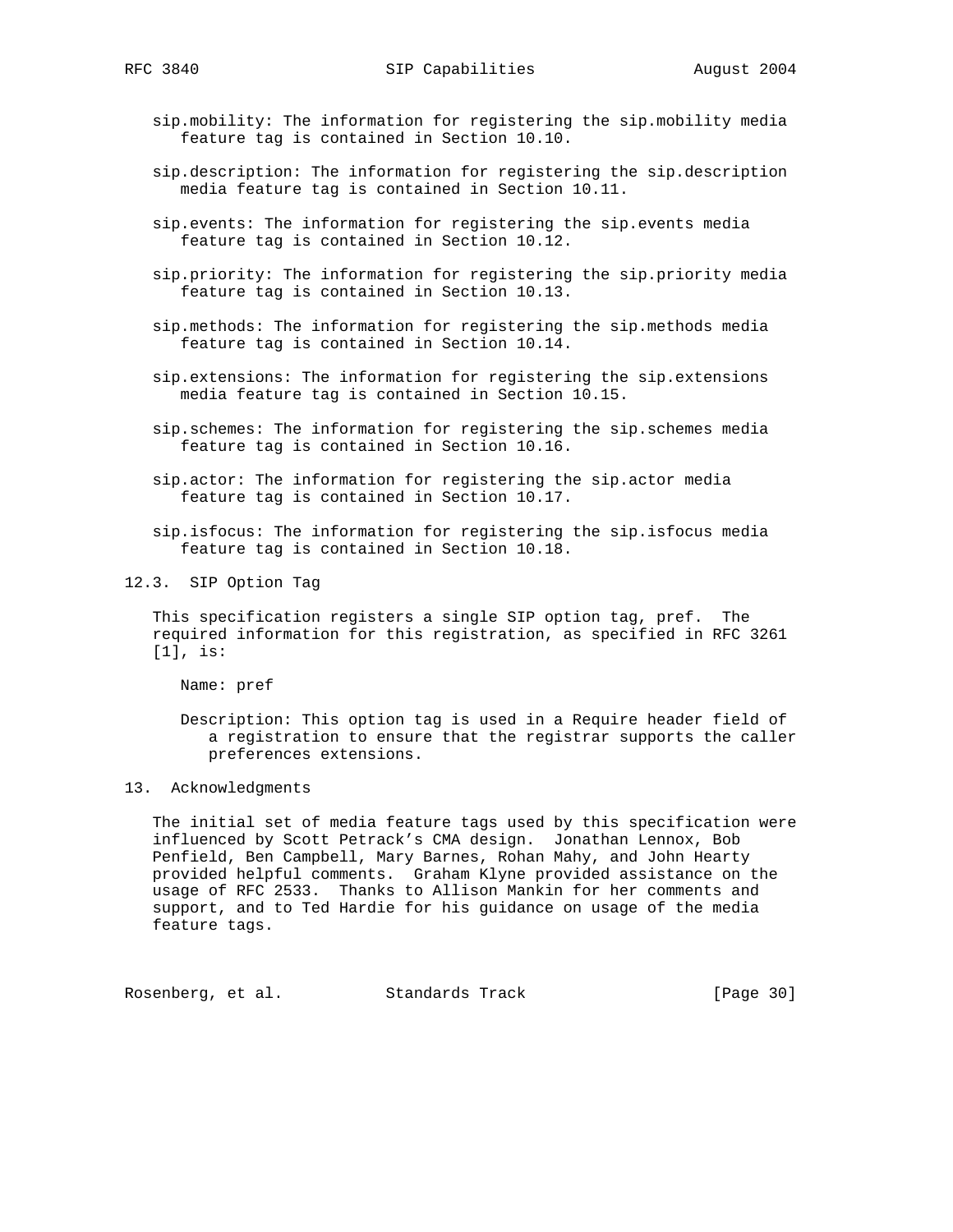sip.mobility: The information for registering the sip.mobility media feature tag is contained in Section 10.10.

sip.description: The information for registering the sip.description media feature tag is contained in Section 10.11.

sip.events: The information for registering the sip.events media feature tag is contained in Section 10.12.

sip.priority: The information for registering the sip.priority media feature tag is contained in Section 10.13.

sip.methods: The information for registering the sip.methods media feature tag is contained in Section 10.14.

sip.extensions: The information for registering the sip.extensions media feature tag is contained in Section 10.15.

sip.schemes: The information for registering the sip.schemes media feature tag is contained in Section 10.16.

sip.actor: The information for registering the sip.actor media feature tag is contained in Section 10.17.

sip.isfocus: The information for registering the sip.isfocus media feature tag is contained in Section 10.18.

### 12.3. SIP Option Tag

This specification registers a single SIP option tag, pref. The required information for this registration, as specified in RFC 3261 [1], is:

Name: pref

Description: This option tag is used in a Require header field of a registration to ensure that the registrar supports the caller preferences extensions.

## 13. Acknowledgments

The initial set of media feature tags used by this specification were influenced by Scott Petrack's CMA design. Jonathan Lennox, Bob Penfield, Ben Campbell, Mary Barnes, Rohan Mahy, and John Hearty provided helpful comments. Graham Klyne provided assistance on the usage of RFC 2533. Thanks to Allison Mankin for her comments and support, and to Ted Hardie for his guidance on usage of the media feature tags.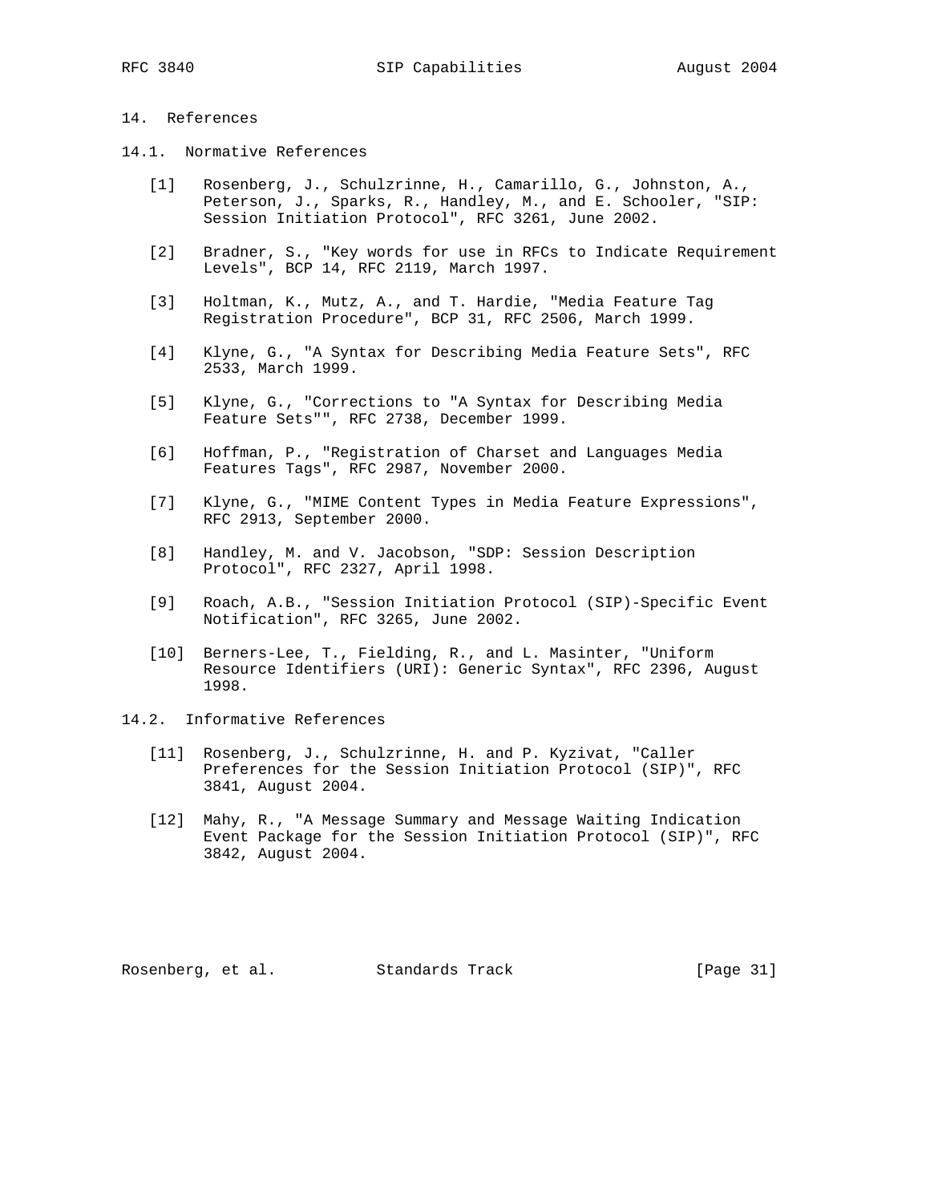## 14. References

### 14.1. Normative References

[1] Rosenberg, J., Schulzrinne, H., Camarillo, G., Johnston, A., Peterson, J., Sparks, R., Handley, M., and E. Schooler, "SIP: Session Initiation Protocol", RFC 3261, June 2002.

[2] Bradner, S., "Key words for use in RFCs to Indicate Requirement Levels", BCP 14, RFC 2119, March 1997.

[3] Holtman, K., Mutz, A., and T. Hardie, "Media Feature Tag Registration Procedure", BCP 31, RFC 2506, March 1999.

[4] Klyne, G., "A Syntax for Describing Media Feature Sets", RFC 2533, March 1999.

[5] Klyne, G., "Corrections to "A Syntax for Describing Media Feature Sets"", RFC 2738, December 1999.

[6] Hoffman, P., "Registration of Charset and Languages Media Features Tags", RFC 2987, November 2000.

[7] Klyne, G., "MIME Content Types in Media Feature Expressions", RFC 2913, September 2000.

[8] Handley, M. and V. Jacobson, "SDP: Session Description Protocol", RFC 2327, April 1998.

[9] Roach, A.B., "Session Initiation Protocol (SIP)-Specific Event Notification", RFC 3265, June 2002.

[10] Berners-Lee, T., Fielding, R., and L. Masinter, "Uniform Resource Identifiers (URI): Generic Syntax", RFC 2396, August 1998.

### 14.2. Informative References

[11] Rosenberg, J., Schulzrinne, H. and P. Kyzivat, "Caller Preferences for the Session Initiation Protocol (SIP)", RFC 3841, August 2004.

[12] Mahy, R., "A Message Summary and Message Waiting Indication Event Package for the Session Initiation Protocol (SIP)", RFC 3842, August 2004.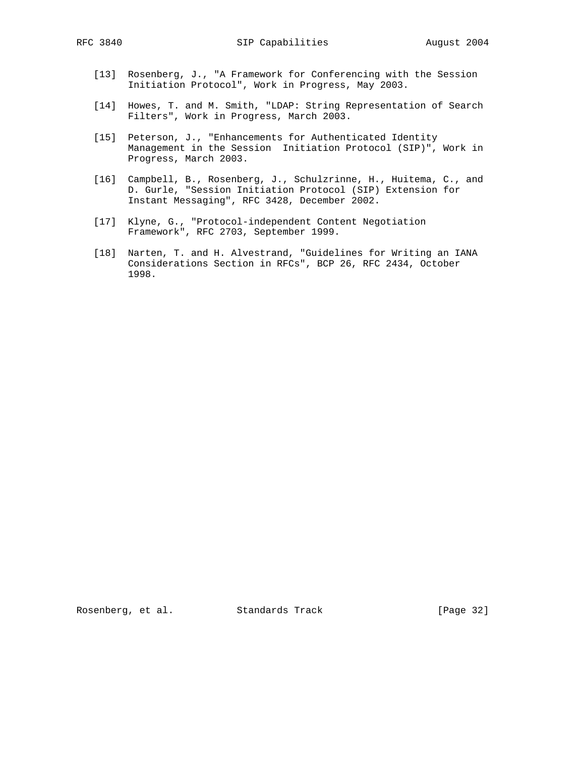[13] Rosenberg, J., "A Framework for Conferencing with the Session Initiation Protocol", Work in Progress, May 2003.

[14] Howes, T. and M. Smith, "LDAP: String Representation of Search Filters", Work in Progress, March 2003.

[15] Peterson, J., "Enhancements for Authenticated Identity Management in the Session  Initiation Protocol (SIP)", Work in Progress, March 2003.

[16] Campbell, B., Rosenberg, J., Schulzrinne, H., Huitema, C., and D. Gurle, "Session Initiation Protocol (SIP) Extension for Instant Messaging", RFC 3428, December 2002.

[17] Klyne, G., "Protocol-independent Content Negotiation Framework", RFC 2703, September 1999.

[18] Narten, T. and H. Alvestrand, "Guidelines for Writing an IANA Considerations Section in RFCs", BCP 26, RFC 2434, October 1998.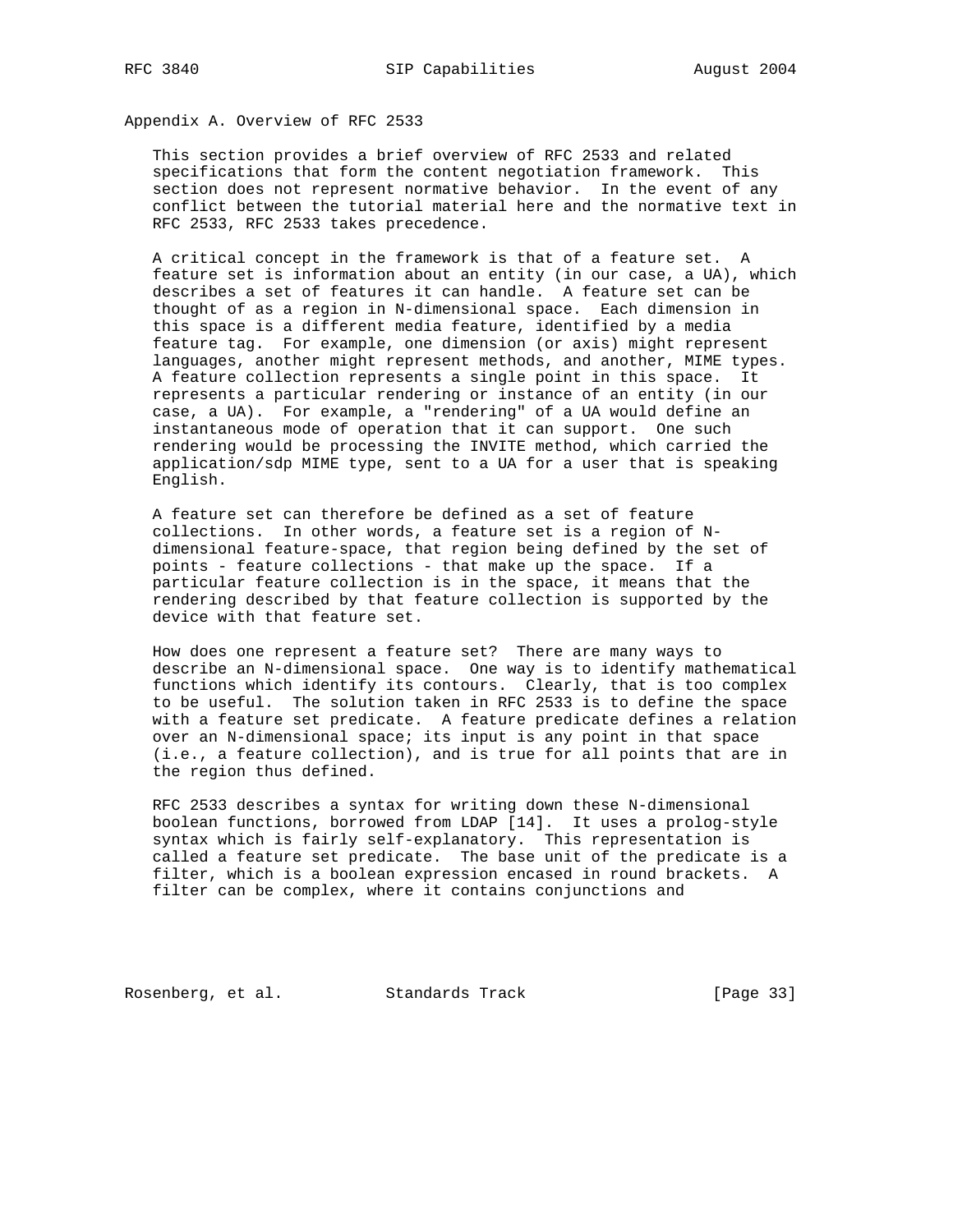## Appendix A. Overview of RFC 2533

This section provides a brief overview of RFC 2533 and related specifications that form the content negotiation framework. This section does not represent normative behavior. In the event of any conflict between the tutorial material here and the normative text in RFC 2533, RFC 2533 takes precedence.

A critical concept in the framework is that of a feature set. A feature set is information about an entity (in our case, a UA), which describes a set of features it can handle. A feature set can be thought of as a region in N-dimensional space. Each dimension in this space is a different media feature, identified by a media feature tag. For example, one dimension (or axis) might represent languages, another might represent methods, and another, MIME types. A feature collection represents a single point in this space. It represents a particular rendering or instance of an entity (in our case, a UA). For example, a "rendering" of a UA would define an instantaneous mode of operation that it can support. One such rendering would be processing the INVITE method, which carried the application/sdp MIME type, sent to a UA for a user that is speaking English.

A feature set can therefore be defined as a set of feature collections. In other words, a feature set is a region of N-dimensional feature-space, that region being defined by the set of points - feature collections - that make up the space. If a particular feature collection is in the space, it means that the rendering described by that feature collection is supported by the device with that feature set.

How does one represent a feature set? There are many ways to describe an N-dimensional space. One way is to identify mathematical functions which identify its contours. Clearly, that is too complex to be useful. The solution taken in RFC 2533 is to define the space with a feature set predicate. A feature predicate defines a relation over an N-dimensional space; its input is any point in that space (i.e., a feature collection), and is true for all points that are in the region thus defined.

RFC 2533 describes a syntax for writing down these N-dimensional boolean functions, borrowed from LDAP [14]. It uses a prolog-style syntax which is fairly self-explanatory. This representation is called a feature set predicate. The base unit of the predicate is a filter, which is a boolean expression encased in round brackets. A filter can be complex, where it contains conjunctions and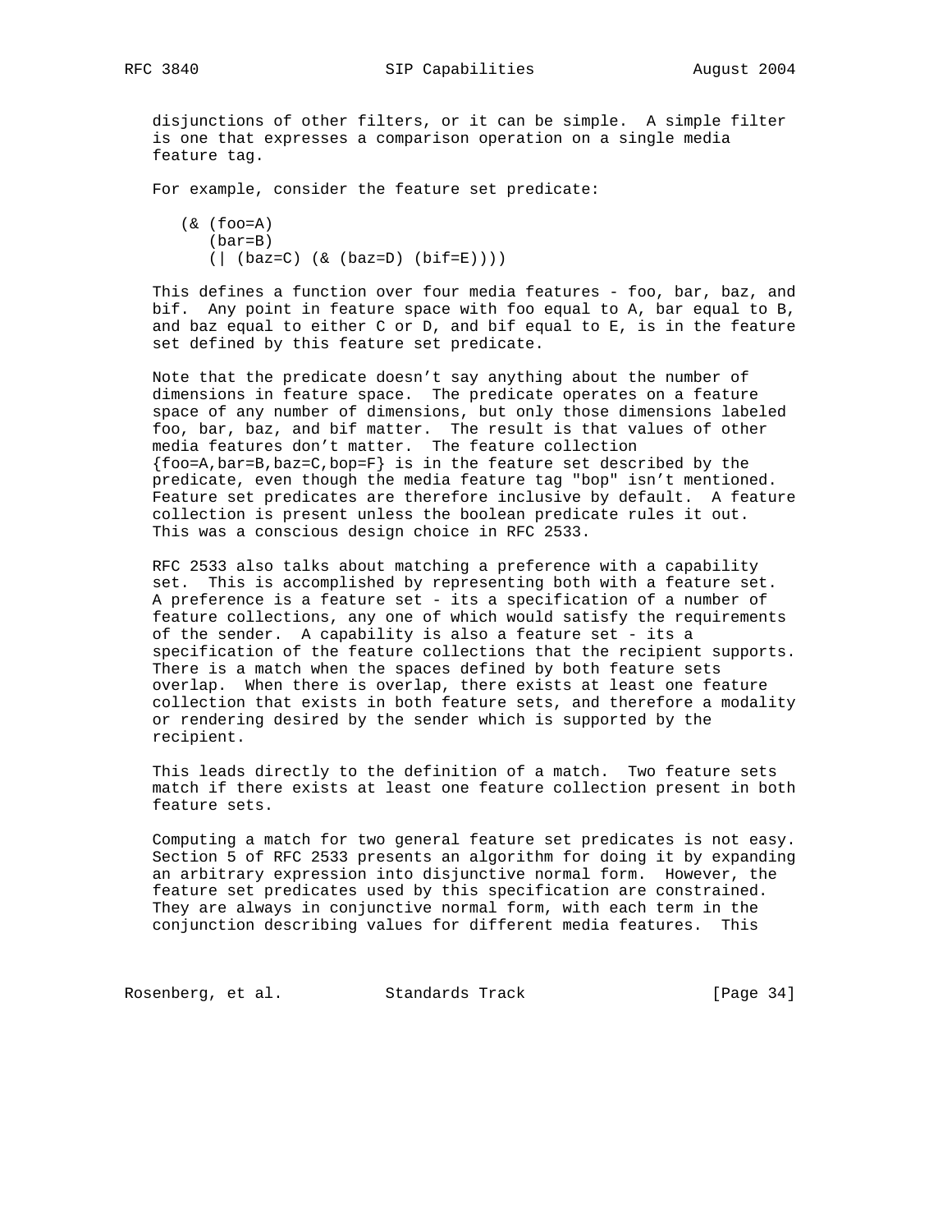disjunctions of other filters, or it can be simple. A simple filter is one that expresses a comparison operation on a single media feature tag.

For example, consider the feature set predicate:

```
(& (foo=A)
   (bar=B)
   (| (baz=C) (& (baz=D) (bif=E))))
```

This defines a function over four media features - foo, bar, baz, and bif. Any point in feature space with foo equal to A, bar equal to B, and baz equal to either C or D, and bif equal to E, is in the feature set defined by this feature set predicate.

Note that the predicate doesn't say anything about the number of dimensions in feature space. The predicate operates on a feature space of any number of dimensions, but only those dimensions labeled foo, bar, baz, and bif matter. The result is that values of other media features don't matter. The feature collection {foo=A,bar=B,baz=C,bop=F} is in the feature set described by the predicate, even though the media feature tag "bop" isn't mentioned. Feature set predicates are therefore inclusive by default. A feature collection is present unless the boolean predicate rules it out. This was a conscious design choice in RFC 2533.

RFC 2533 also talks about matching a preference with a capability set. This is accomplished by representing both with a feature set. A preference is a feature set - its a specification of a number of feature collections, any one of which would satisfy the requirements of the sender. A capability is also a feature set - its a specification of the feature collections that the recipient supports. There is a match when the spaces defined by both feature sets overlap. When there is overlap, there exists at least one feature collection that exists in both feature sets, and therefore a modality or rendering desired by the sender which is supported by the recipient.

This leads directly to the definition of a match. Two feature sets match if there exists at least one feature collection present in both feature sets.

Computing a match for two general feature set predicates is not easy. Section 5 of RFC 2533 presents an algorithm for doing it by expanding an arbitrary expression into disjunctive normal form. However, the feature set predicates used by this specification are constrained. They are always in conjunctive normal form, with each term in the conjunction describing values for different media features. This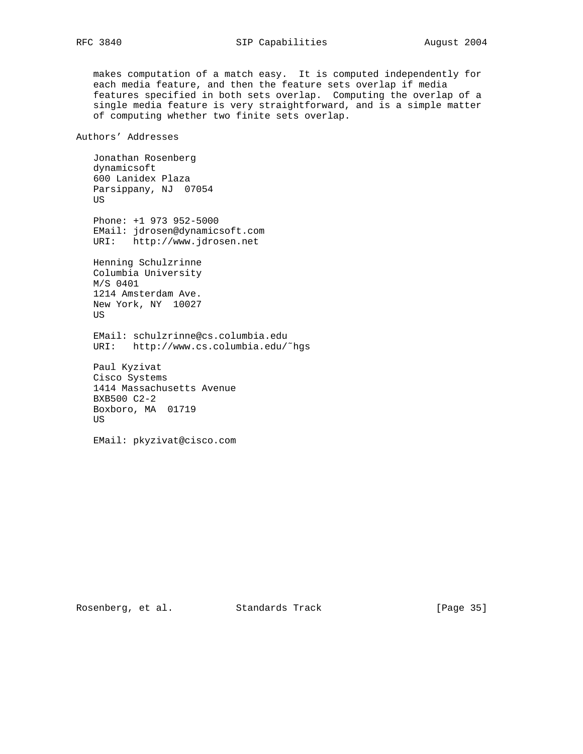makes computation of a match easy. It is computed independently for each media feature, and then the feature sets overlap if media features specified in both sets overlap. Computing the overlap of a single media feature is very straightforward, and is a simple matter of computing whether two finite sets overlap.

## Authors' Addresses

Jonathan Rosenberg
dynamicsoft
600 Lanidex Plaza
Parsippany, NJ 07054
US

Phone: +1 973 952-5000
EMail: jdrosen@dynamicsoft.com
URI: http://www.jdrosen.net

Henning Schulzrinne
Columbia University
M/S 0401
1214 Amsterdam Ave.
New York, NY 10027
US

EMail: schulzrinne@cs.columbia.edu
URI: http://www.cs.columbia.edu/~hgs

Paul Kyzivat
Cisco Systems
1414 Massachusetts Avenue
BXB500 C2-2
Boxboro, MA 01719
US

EMail: pkyzivat@cisco.com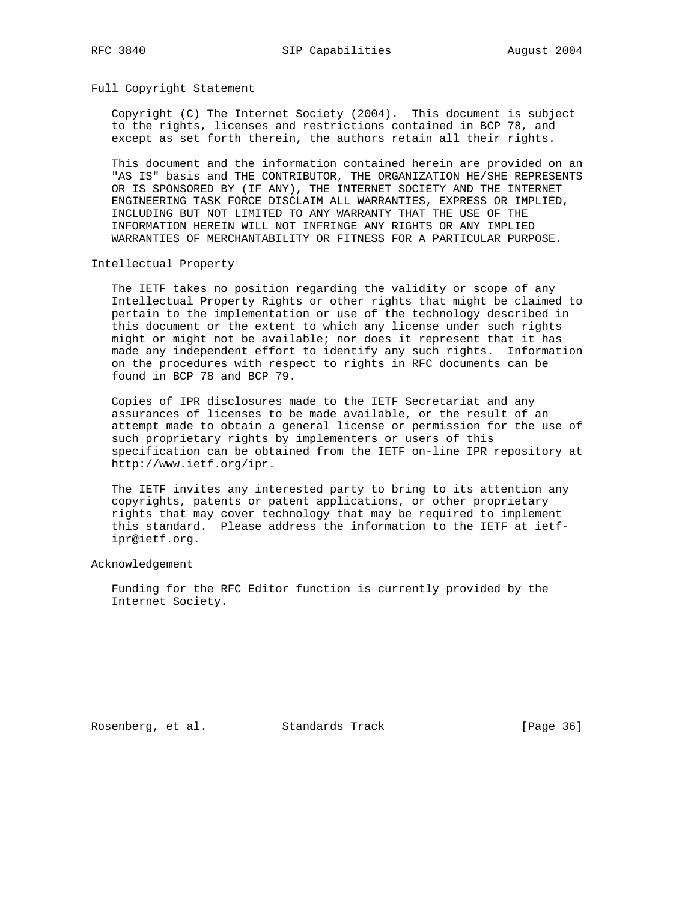## Full Copyright Statement

Copyright (C) The Internet Society (2004). This document is subject to the rights, licenses and restrictions contained in BCP 78, and except as set forth therein, the authors retain all their rights.

This document and the information contained herein are provided on an "AS IS" basis and THE CONTRIBUTOR, THE ORGANIZATION HE/SHE REPRESENTS OR IS SPONSORED BY (IF ANY), THE INTERNET SOCIETY AND THE INTERNET ENGINEERING TASK FORCE DISCLAIM ALL WARRANTIES, EXPRESS OR IMPLIED, INCLUDING BUT NOT LIMITED TO ANY WARRANTY THAT THE USE OF THE INFORMATION HEREIN WILL NOT INFRINGE ANY RIGHTS OR ANY IMPLIED WARRANTIES OF MERCHANTABILITY OR FITNESS FOR A PARTICULAR PURPOSE.

## Intellectual Property

The IETF takes no position regarding the validity or scope of any Intellectual Property Rights or other rights that might be claimed to pertain to the implementation or use of the technology described in this document or the extent to which any license under such rights might or might not be available; nor does it represent that it has made any independent effort to identify any such rights. Information on the procedures with respect to rights in RFC documents can be found in BCP 78 and BCP 79.

Copies of IPR disclosures made to the IETF Secretariat and any assurances of licenses to be made available, or the result of an attempt made to obtain a general license or permission for the use of such proprietary rights by implementers or users of this specification can be obtained from the IETF on-line IPR repository at http://www.ietf.org/ipr.

The IETF invites any interested party to bring to its attention any copyrights, patents or patent applications, or other proprietary rights that may cover technology that may be required to implement this standard. Please address the information to the IETF at ietf-ipr@ietf.org.

## Acknowledgement

Funding for the RFC Editor function is currently provided by the Internet Society.